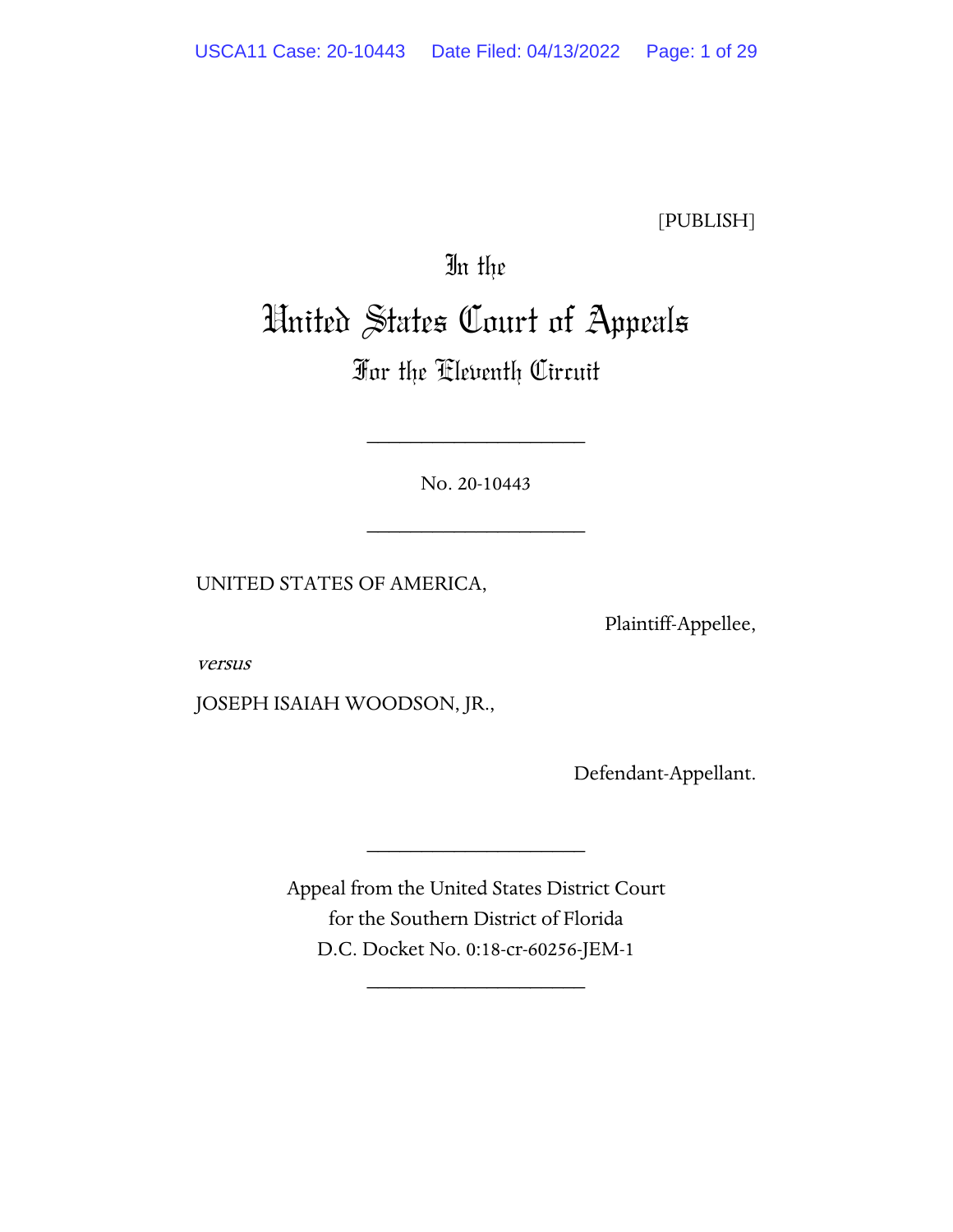[PUBLISH]

# In the
# United States Court of Appeals
## For the Eleventh Circuit

---

No. 20-10443

---

UNITED STATES OF AMERICA,

Plaintiff-Appellee,

*versus*

JOSEPH ISAIAH WOODSON, JR.,

Defendant-Appellant.

---

Appeal from the United States District Court
for the Southern District of Florida
D.C. Docket No. 0:18-cr-60256-JEM-1

---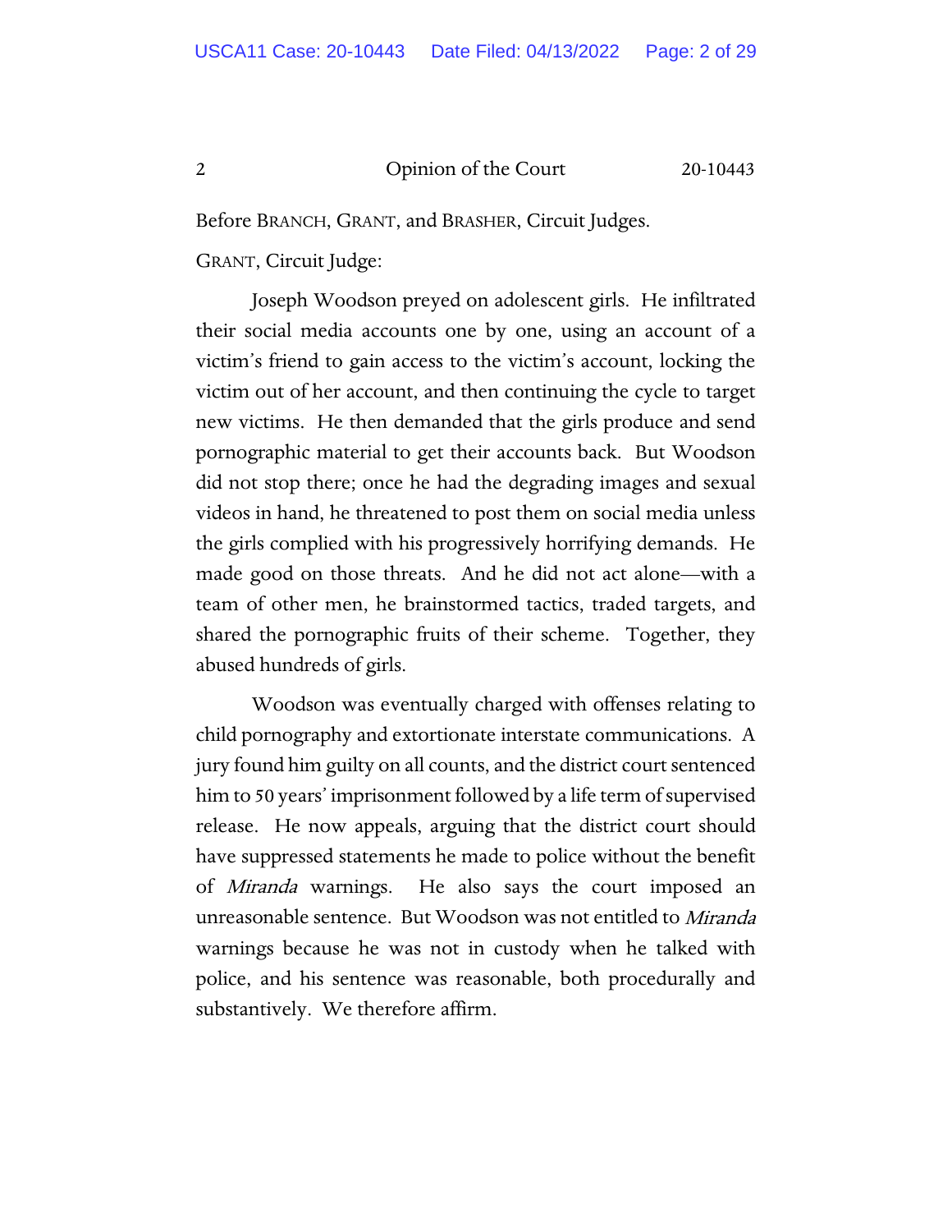Before BRANCH, GRANT, and BRASHER, Circuit Judges.

GRANT, Circuit Judge:

Joseph Woodson preyed on adolescent girls. He infiltrated their social media accounts one by one, using an account of a victim's friend to gain access to the victim's account, locking the victim out of her account, and then continuing the cycle to target new victims. He then demanded that the girls produce and send pornographic material to get their accounts back. But Woodson did not stop there; once he had the degrading images and sexual videos in hand, he threatened to post them on social media unless the girls complied with his progressively horrifying demands. He made good on those threats. And he did not act alone—with a team of other men, he brainstormed tactics, traded targets, and shared the pornographic fruits of their scheme. Together, they abused hundreds of girls.

Woodson was eventually charged with offenses relating to child pornography and extortionate interstate communications. A jury found him guilty on all counts, and the district court sentenced him to 50 years' imprisonment followed by a life term of supervised release. He now appeals, arguing that the district court should have suppressed statements he made to police without the benefit of *Miranda* warnings. He also says the court imposed an unreasonable sentence. But Woodson was not entitled to *Miranda* warnings because he was not in custody when he talked with police, and his sentence was reasonable, both procedurally and substantively. We therefore affirm.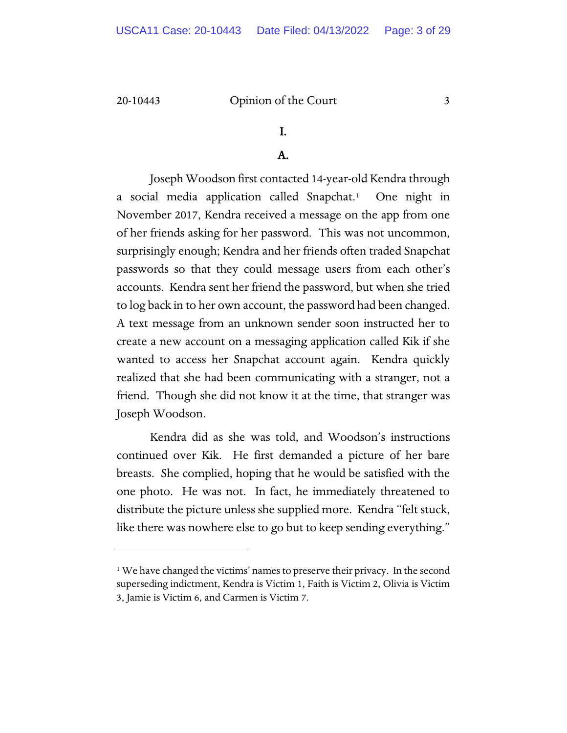# I.

## A.

Joseph Woodson first contacted 14-year-old Kendra through a social media application called Snapchat.[1] One night in November 2017, Kendra received a message on the app from one of her friends asking for her password. This was not uncommon, surprisingly enough; Kendra and her friends often traded Snapchat passwords so that they could message users from each other's accounts. Kendra sent her friend the password, but when she tried to log back in to her own account, the password had been changed. A text message from an unknown sender soon instructed her to create a new account on a messaging application called Kik if she wanted to access her Snapchat account again. Kendra quickly realized that she had been communicating with a stranger, not a friend. Though she did not know it at the time, that stranger was Joseph Woodson.

Kendra did as she was told, and Woodson's instructions continued over Kik. He first demanded a picture of her bare breasts. She complied, hoping that he would be satisfied with the one photo. He was not. In fact, he immediately threatened to distribute the picture unless she supplied more. Kendra "felt stuck, like there was nowhere else to go but to keep sending everything."

---

[1] We have changed the victims' names to preserve their privacy. In the second superseding indictment, Kendra is Victim 1, Faith is Victim 2, Olivia is Victim 3, Jamie is Victim 6, and Carmen is Victim 7.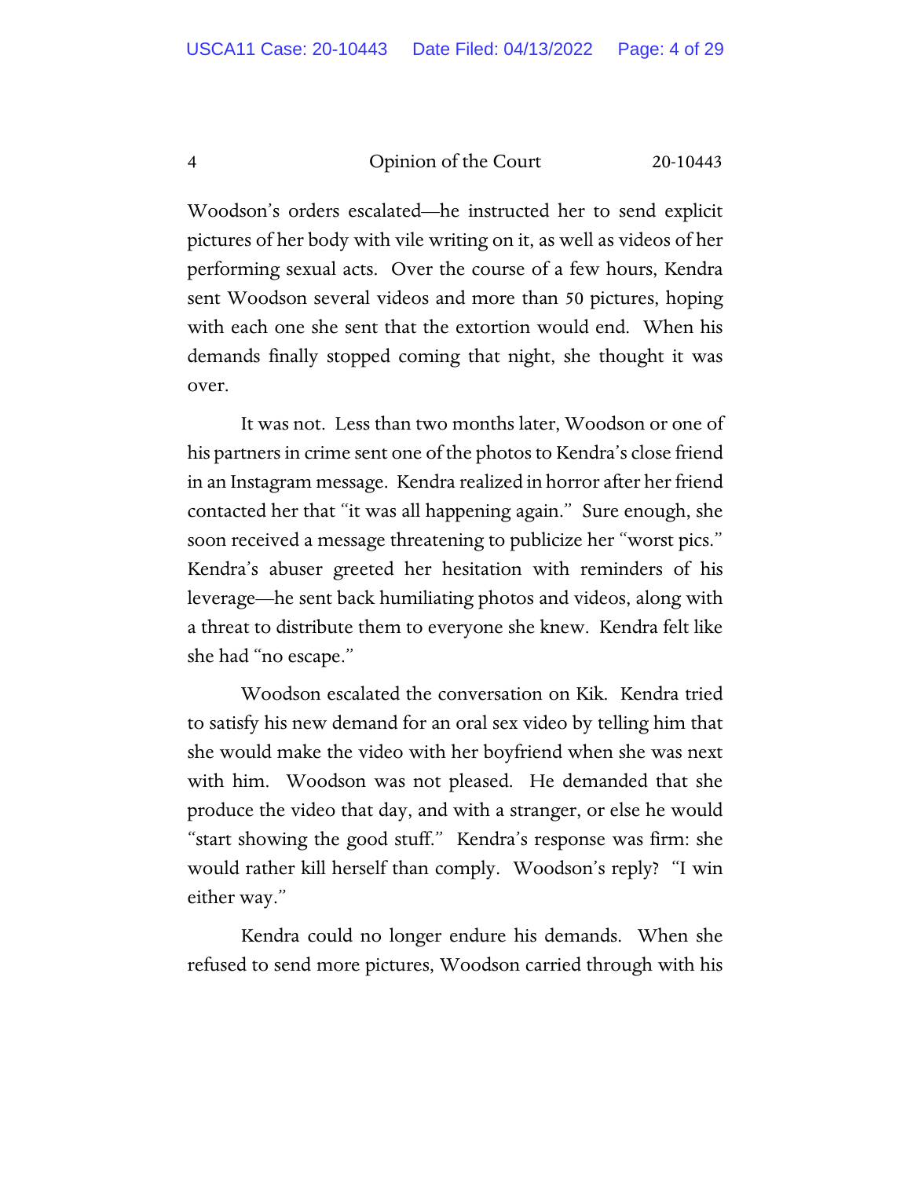Woodson's orders escalated—he instructed her to send explicit pictures of her body with vile writing on it, as well as videos of her performing sexual acts. Over the course of a few hours, Kendra sent Woodson several videos and more than 50 pictures, hoping with each one she sent that the extortion would end. When his demands finally stopped coming that night, she thought it was over.

It was not. Less than two months later, Woodson or one of his partners in crime sent one of the photos to Kendra's close friend in an Instagram message. Kendra realized in horror after her friend contacted her that "it was all happening again." Sure enough, she soon received a message threatening to publicize her "worst pics." Kendra's abuser greeted her hesitation with reminders of his leverage—he sent back humiliating photos and videos, along with a threat to distribute them to everyone she knew. Kendra felt like she had "no escape."

Woodson escalated the conversation on Kik. Kendra tried to satisfy his new demand for an oral sex video by telling him that she would make the video with her boyfriend when she was next with him. Woodson was not pleased. He demanded that she produce the video that day, and with a stranger, or else he would "start showing the good stuff." Kendra's response was firm: she would rather kill herself than comply. Woodson's reply? "I win either way."

Kendra could no longer endure his demands. When she refused to send more pictures, Woodson carried through with his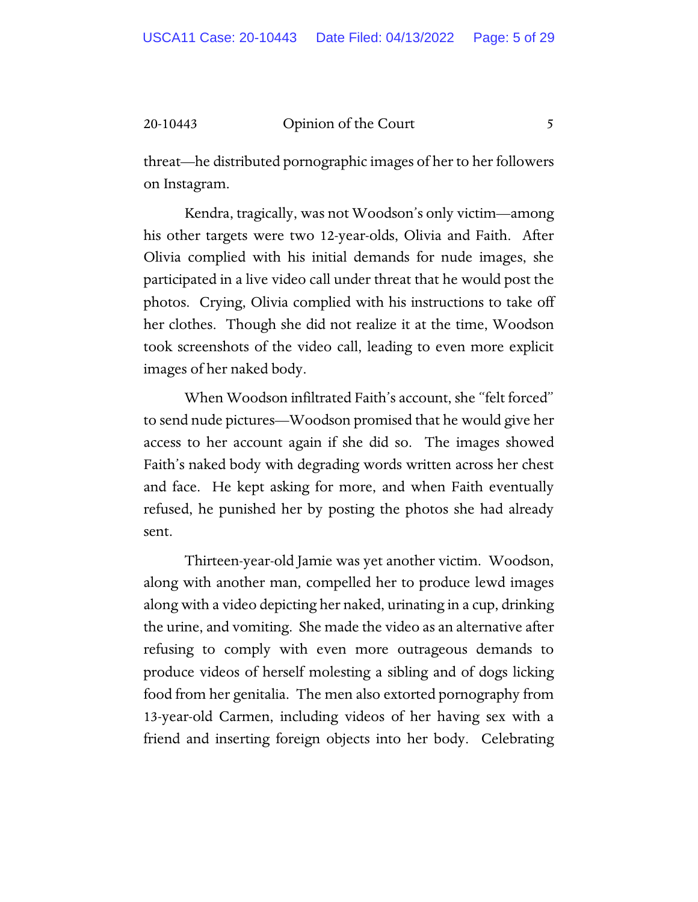threat—he distributed pornographic images of her to her followers on Instagram.

Kendra, tragically, was not Woodson's only victim—among his other targets were two 12-year-olds, Olivia and Faith. After Olivia complied with his initial demands for nude images, she participated in a live video call under threat that he would post the photos. Crying, Olivia complied with his instructions to take off her clothes. Though she did not realize it at the time, Woodson took screenshots of the video call, leading to even more explicit images of her naked body.

When Woodson infiltrated Faith's account, she "felt forced" to send nude pictures—Woodson promised that he would give her access to her account again if she did so. The images showed Faith's naked body with degrading words written across her chest and face. He kept asking for more, and when Faith eventually refused, he punished her by posting the photos she had already sent.

Thirteen-year-old Jamie was yet another victim. Woodson, along with another man, compelled her to produce lewd images along with a video depicting her naked, urinating in a cup, drinking the urine, and vomiting. She made the video as an alternative after refusing to comply with even more outrageous demands to produce videos of herself molesting a sibling and of dogs licking food from her genitalia. The men also extorted pornography from 13-year-old Carmen, including videos of her having sex with a friend and inserting foreign objects into her body. Celebrating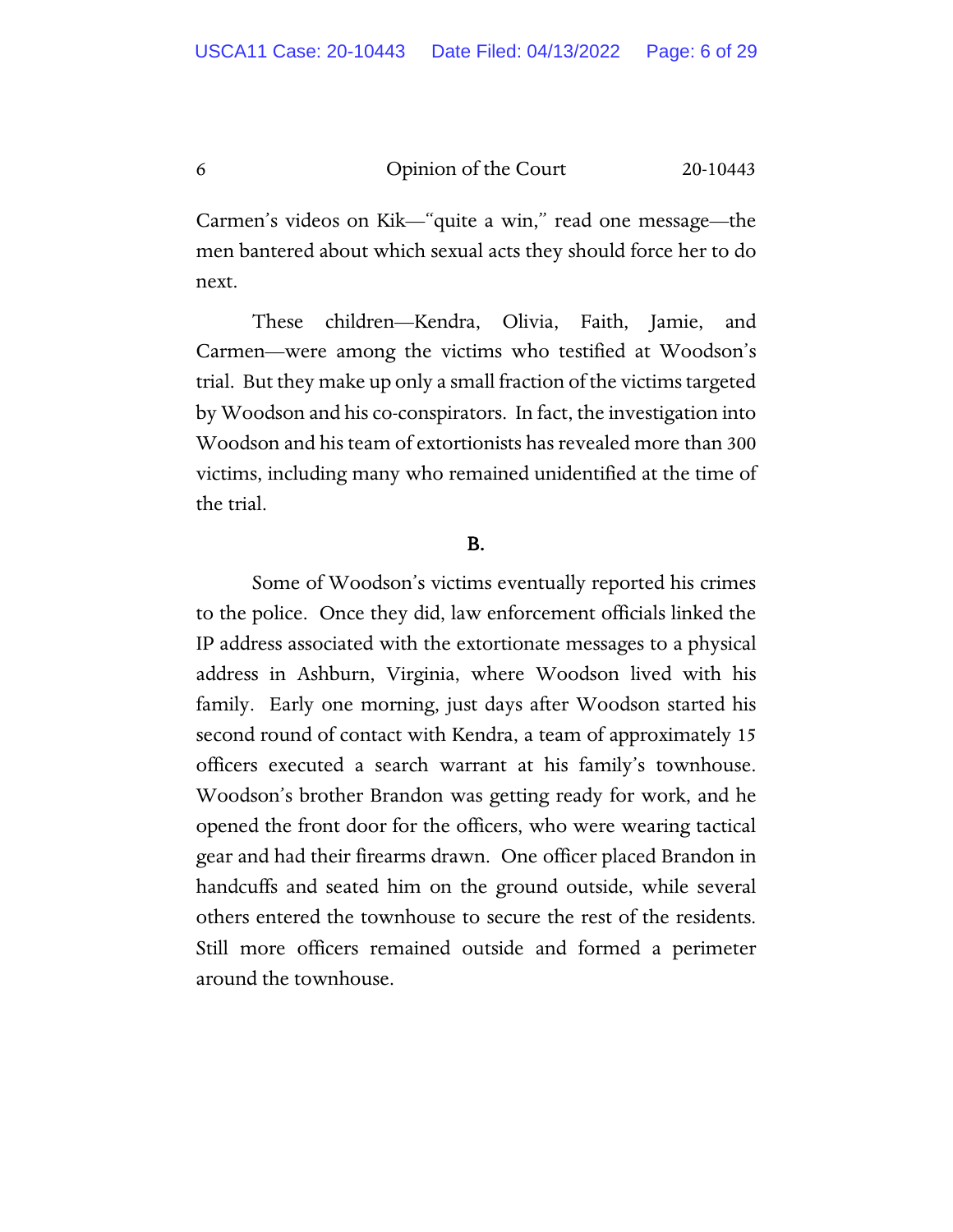Carmen's videos on Kik—"quite a win," read one message—the men bantered about which sexual acts they should force her to do next.

These children—Kendra, Olivia, Faith, Jamie, and Carmen—were among the victims who testified at Woodson's trial. But they make up only a small fraction of the victims targeted by Woodson and his co-conspirators. In fact, the investigation into Woodson and his team of extortionists has revealed more than 300 victims, including many who remained unidentified at the time of the trial.

### B.

Some of Woodson's victims eventually reported his crimes to the police. Once they did, law enforcement officials linked the IP address associated with the extortionate messages to a physical address in Ashburn, Virginia, where Woodson lived with his family. Early one morning, just days after Woodson started his second round of contact with Kendra, a team of approximately 15 officers executed a search warrant at his family's townhouse. Woodson's brother Brandon was getting ready for work, and he opened the front door for the officers, who were wearing tactical gear and had their firearms drawn. One officer placed Brandon in handcuffs and seated him on the ground outside, while several others entered the townhouse to secure the rest of the residents. Still more officers remained outside and formed a perimeter around the townhouse.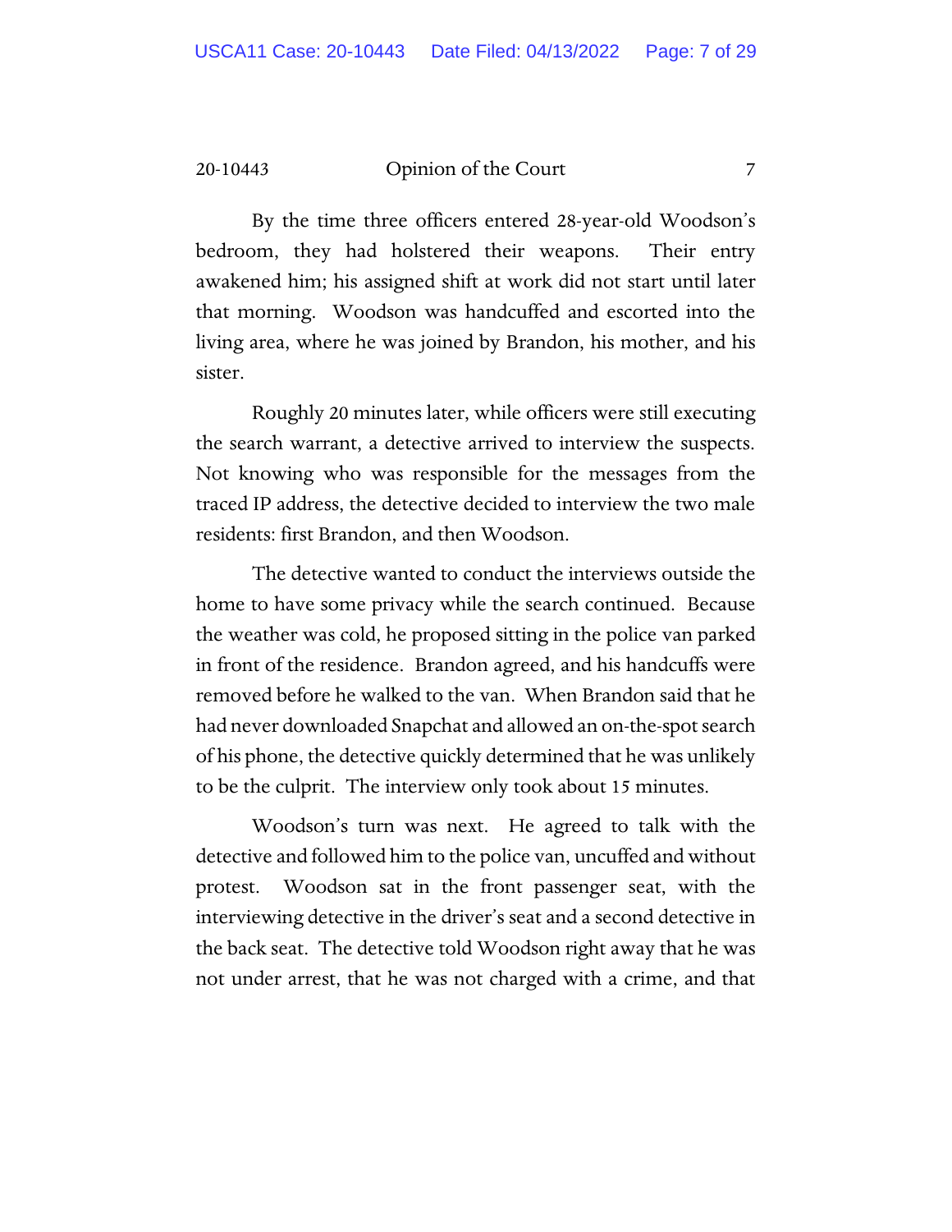By the time three officers entered 28-year-old Woodson's bedroom, they had holstered their weapons. Their entry awakened him; his assigned shift at work did not start until later that morning. Woodson was handcuffed and escorted into the living area, where he was joined by Brandon, his mother, and his sister.

Roughly 20 minutes later, while officers were still executing the search warrant, a detective arrived to interview the suspects. Not knowing who was responsible for the messages from the traced IP address, the detective decided to interview the two male residents: first Brandon, and then Woodson.

The detective wanted to conduct the interviews outside the home to have some privacy while the search continued. Because the weather was cold, he proposed sitting in the police van parked in front of the residence. Brandon agreed, and his handcuffs were removed before he walked to the van. When Brandon said that he had never downloaded Snapchat and allowed an on-the-spot search of his phone, the detective quickly determined that he was unlikely to be the culprit. The interview only took about 15 minutes.

Woodson's turn was next. He agreed to talk with the detective and followed him to the police van, uncuffed and without protest. Woodson sat in the front passenger seat, with the interviewing detective in the driver's seat and a second detective in the back seat. The detective told Woodson right away that he was not under arrest, that he was not charged with a crime, and that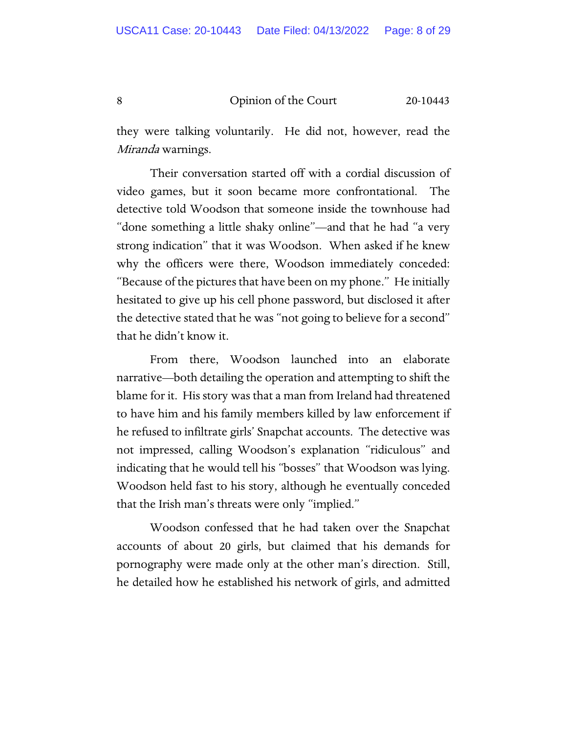they were talking voluntarily. He did not, however, read the *Miranda* warnings.

Their conversation started off with a cordial discussion of video games, but it soon became more confrontational. The detective told Woodson that someone inside the townhouse had "done something a little shaky online"—and that he had "a very strong indication" that it was Woodson. When asked if he knew why the officers were there, Woodson immediately conceded: "Because of the pictures that have been on my phone." He initially hesitated to give up his cell phone password, but disclosed it after the detective stated that he was "not going to believe for a second" that he didn't know it.

From there, Woodson launched into an elaborate narrative—both detailing the operation and attempting to shift the blame for it. His story was that a man from Ireland had threatened to have him and his family members killed by law enforcement if he refused to infiltrate girls' Snapchat accounts. The detective was not impressed, calling Woodson's explanation "ridiculous" and indicating that he would tell his "bosses" that Woodson was lying. Woodson held fast to his story, although he eventually conceded that the Irish man's threats were only "implied."

Woodson confessed that he had taken over the Snapchat accounts of about 20 girls, but claimed that his demands for pornography were made only at the other man's direction. Still, he detailed how he established his network of girls, and admitted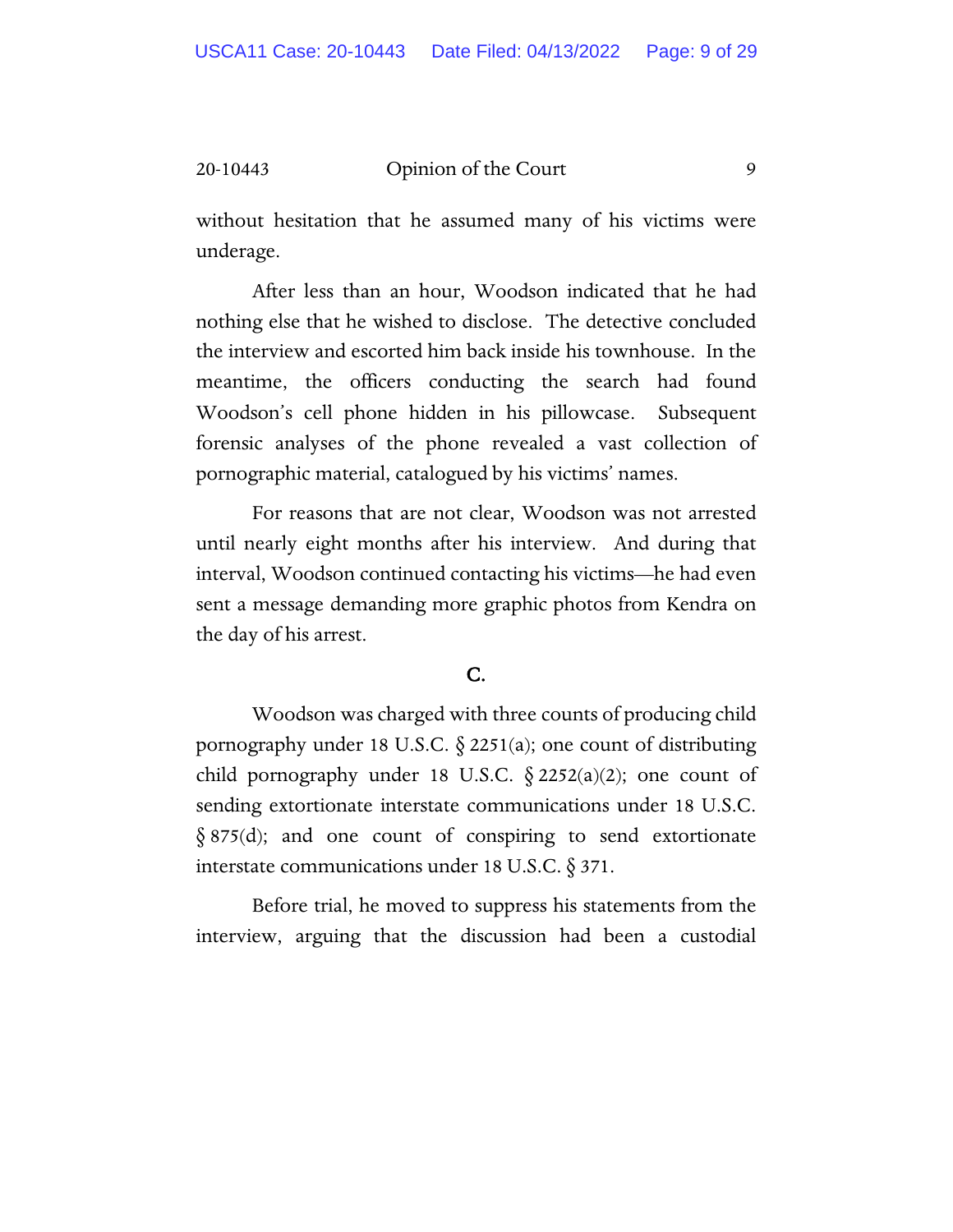without hesitation that he assumed many of his victims were underage.

After less than an hour, Woodson indicated that he had nothing else that he wished to disclose. The detective concluded the interview and escorted him back inside his townhouse. In the meantime, the officers conducting the search had found Woodson's cell phone hidden in his pillowcase. Subsequent forensic analyses of the phone revealed a vast collection of pornographic material, catalogued by his victims' names.

For reasons that are not clear, Woodson was not arrested until nearly eight months after his interview. And during that interval, Woodson continued contacting his victims—he had even sent a message demanding more graphic photos from Kendra on the day of his arrest.

### C.

Woodson was charged with three counts of producing child pornography under 18 U.S.C. § 2251(a); one count of distributing child pornography under 18 U.S.C. § 2252(a)(2); one count of sending extortionate interstate communications under 18 U.S.C. § 875(d); and one count of conspiring to send extortionate interstate communications under 18 U.S.C. § 371.

Before trial, he moved to suppress his statements from the interview, arguing that the discussion had been a custodial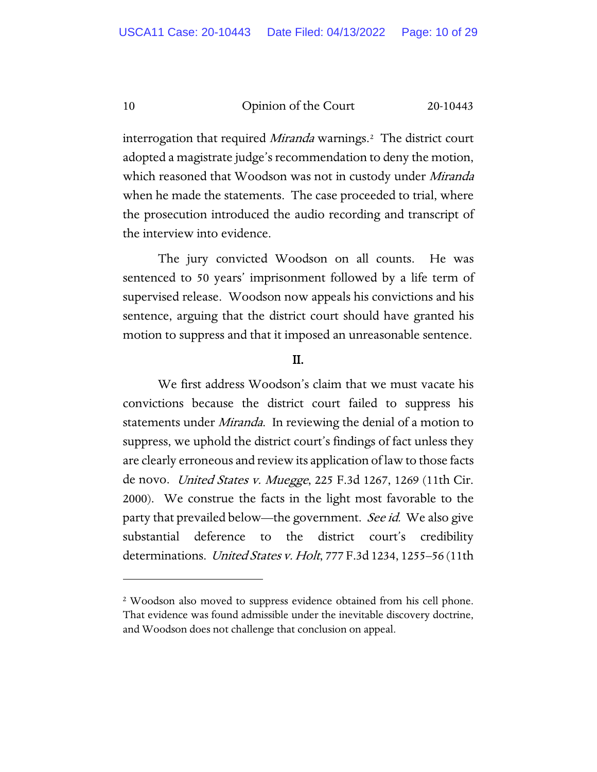interrogation that required *Miranda* warnings.[2] The district court adopted a magistrate judge's recommendation to deny the motion, which reasoned that Woodson was not in custody under *Miranda* when he made the statements. The case proceeded to trial, where the prosecution introduced the audio recording and transcript of the interview into evidence.

The jury convicted Woodson on all counts. He was sentenced to 50 years' imprisonment followed by a life term of supervised release. Woodson now appeals his convictions and his sentence, arguing that the district court should have granted his motion to suppress and that it imposed an unreasonable sentence.

## II.

We first address Woodson's claim that we must vacate his convictions because the district court failed to suppress his statements under *Miranda*. In reviewing the denial of a motion to suppress, we uphold the district court's findings of fact unless they are clearly erroneous and review its application of law to those facts de novo. *United States v. Muegge*, 225 F.3d 1267, 1269 (11th Cir. 2000). We construe the facts in the light most favorable to the party that prevailed below—the government. *See id.* We also give substantial deference to the district court's credibility determinations. *United States v. Holt*, 777 F.3d 1234, 1255–56 (11th

---

[2] Woodson also moved to suppress evidence obtained from his cell phone. That evidence was found admissible under the inevitable discovery doctrine, and Woodson does not challenge that conclusion on appeal.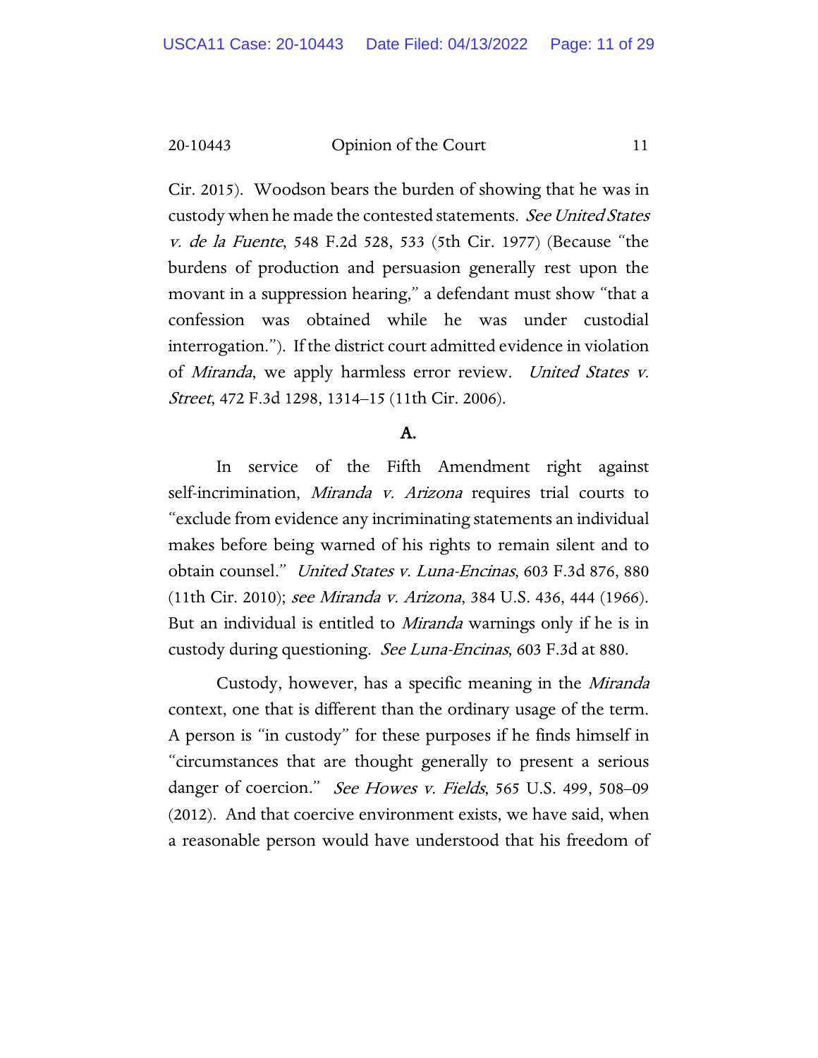Cir. 2015). Woodson bears the burden of showing that he was in custody when he made the contested statements. *See United States v. de la Fuente*, 548 F.2d 528, 533 (5th Cir. 1977) (Because "the burdens of production and persuasion generally rest upon the movant in a suppression hearing," a defendant must show "that a confession was obtained while he was under custodial interrogation."). If the district court admitted evidence in violation of *Miranda*, we apply harmless error review. *United States v. Street*, 472 F.3d 1298, 1314–15 (11th Cir. 2006).

### A.

In service of the Fifth Amendment right against self-incrimination, *Miranda v. Arizona* requires trial courts to "exclude from evidence any incriminating statements an individual makes before being warned of his rights to remain silent and to obtain counsel." *United States v. Luna-Encinas*, 603 F.3d 876, 880 (11th Cir. 2010); *see Miranda v. Arizona*, 384 U.S. 436, 444 (1966). But an individual is entitled to *Miranda* warnings only if he is in custody during questioning. *See Luna-Encinas*, 603 F.3d at 880.

Custody, however, has a specific meaning in the *Miranda* context, one that is different than the ordinary usage of the term. A person is "in custody" for these purposes if he finds himself in "circumstances that are thought generally to present a serious danger of coercion." *See Howes v. Fields*, 565 U.S. 499, 508–09 (2012). And that coercive environment exists, we have said, when a reasonable person would have understood that his freedom of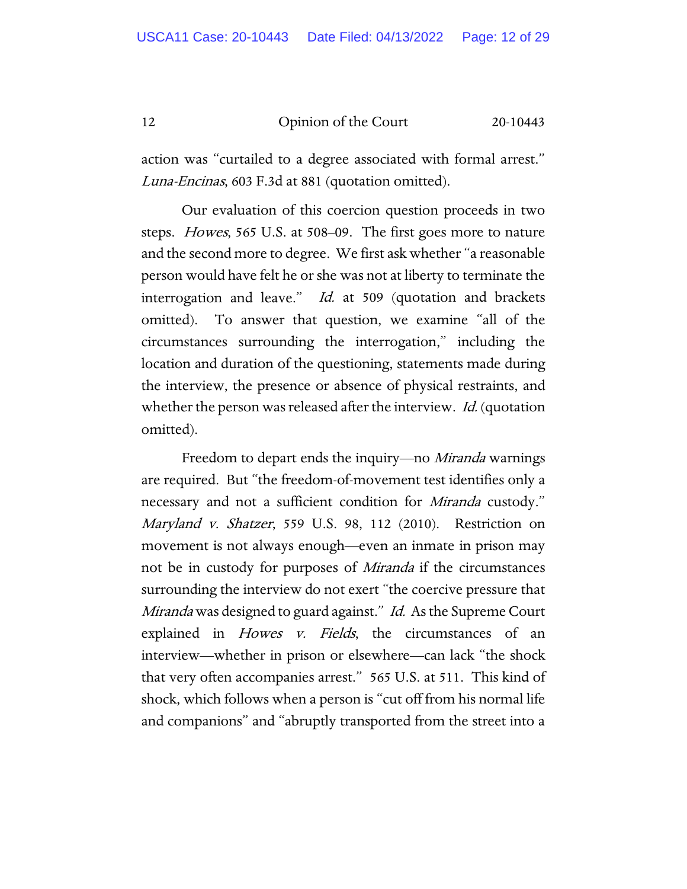action was "curtailed to a degree associated with formal arrest." *Luna-Encinas*, 603 F.3d at 881 (quotation omitted).

Our evaluation of this coercion question proceeds in two steps. *Howes*, 565 U.S. at 508–09. The first goes more to nature and the second more to degree. We first ask whether "a reasonable person would have felt he or she was not at liberty to terminate the interrogation and leave." *Id.* at 509 (quotation and brackets omitted). To answer that question, we examine "all of the circumstances surrounding the interrogation," including the location and duration of the questioning, statements made during the interview, the presence or absence of physical restraints, and whether the person was released after the interview. *Id.* (quotation omitted).

Freedom to depart ends the inquiry—no *Miranda* warnings are required. But "the freedom-of-movement test identifies only a necessary and not a sufficient condition for *Miranda* custody." *Maryland v. Shatzer*, 559 U.S. 98, 112 (2010). Restriction on movement is not always enough—even an inmate in prison may not be in custody for purposes of *Miranda* if the circumstances surrounding the interview do not exert "the coercive pressure that *Miranda* was designed to guard against." *Id.* As the Supreme Court explained in *Howes v. Fields*, the circumstances of an interview—whether in prison or elsewhere—can lack "the shock that very often accompanies arrest." 565 U.S. at 511. This kind of shock, which follows when a person is "cut off from his normal life and companions" and "abruptly transported from the street into a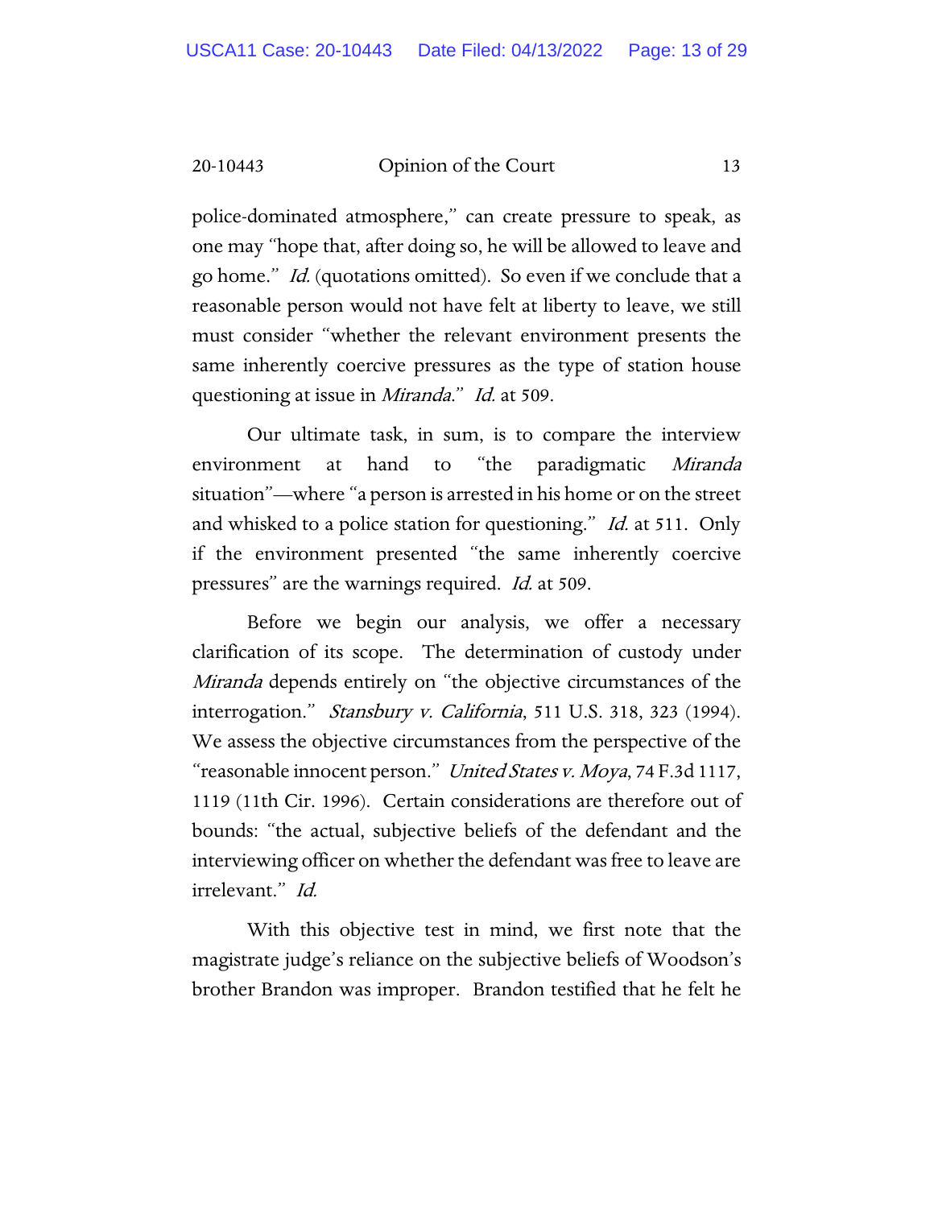police-dominated atmosphere," can create pressure to speak, as one may "hope that, after doing so, he will be allowed to leave and go home." *Id.* (quotations omitted). So even if we conclude that a reasonable person would not have felt at liberty to leave, we still must consider "whether the relevant environment presents the same inherently coercive pressures as the type of station house questioning at issue in *Miranda*." *Id.* at 509.

Our ultimate task, in sum, is to compare the interview environment at hand to "the paradigmatic *Miranda* situation"—where "a person is arrested in his home or on the street and whisked to a police station for questioning." *Id.* at 511. Only if the environment presented "the same inherently coercive pressures" are the warnings required. *Id.* at 509.

Before we begin our analysis, we offer a necessary clarification of its scope. The determination of custody under *Miranda* depends entirely on "the objective circumstances of the interrogation." *Stansbury v. California*, 511 U.S. 318, 323 (1994). We assess the objective circumstances from the perspective of the "reasonable innocent person." *United States v. Moya*, 74 F.3d 1117, 1119 (11th Cir. 1996). Certain considerations are therefore out of bounds: "the actual, subjective beliefs of the defendant and the interviewing officer on whether the defendant was free to leave are irrelevant." *Id.*

With this objective test in mind, we first note that the magistrate judge's reliance on the subjective beliefs of Woodson's brother Brandon was improper. Brandon testified that he felt he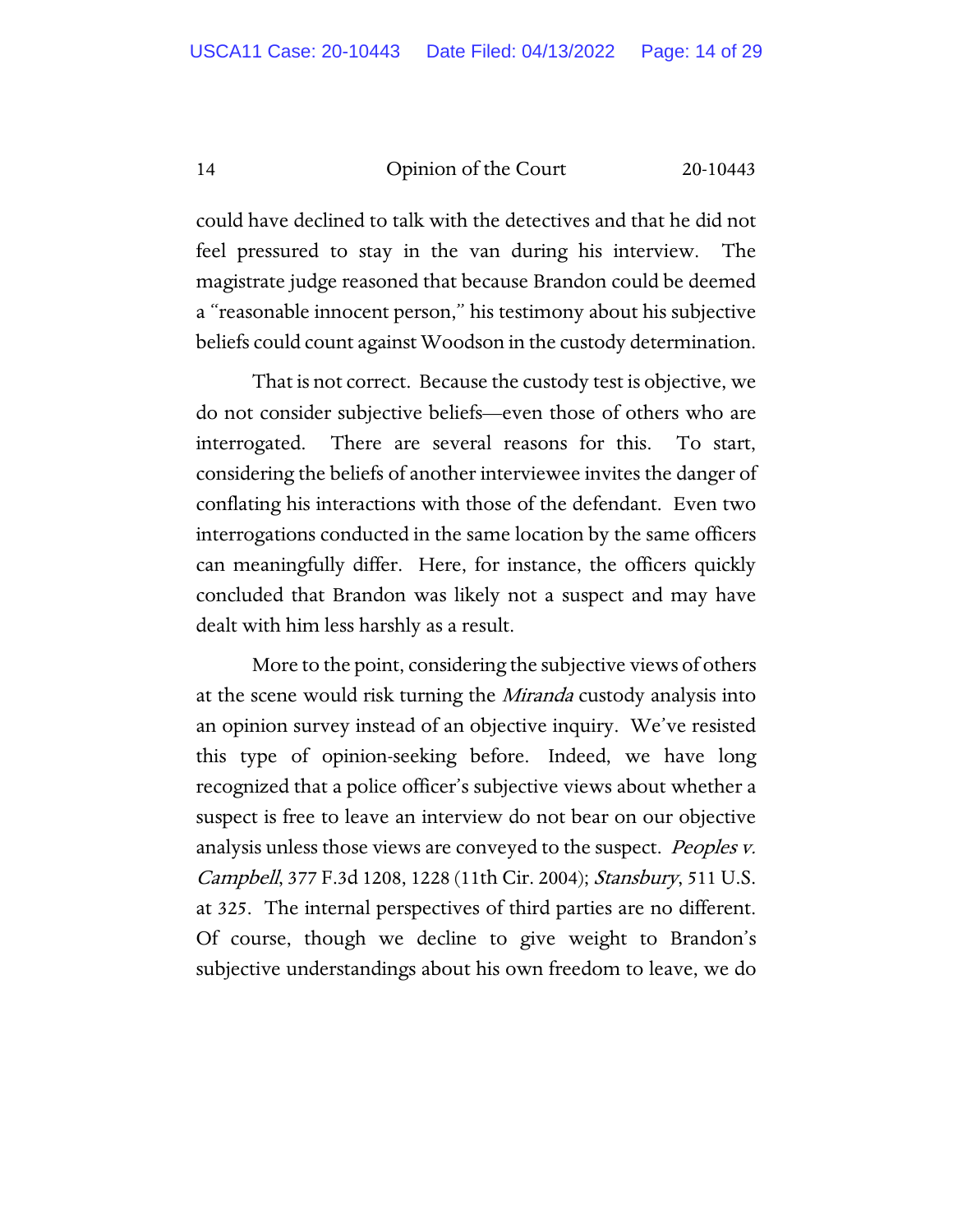could have declined to talk with the detectives and that he did not feel pressured to stay in the van during his interview. The magistrate judge reasoned that because Brandon could be deemed a "reasonable innocent person," his testimony about his subjective beliefs could count against Woodson in the custody determination.

That is not correct. Because the custody test is objective, we do not consider subjective beliefs—even those of others who are interrogated. There are several reasons for this. To start, considering the beliefs of another interviewee invites the danger of conflating his interactions with those of the defendant. Even two interrogations conducted in the same location by the same officers can meaningfully differ. Here, for instance, the officers quickly concluded that Brandon was likely not a suspect and may have dealt with him less harshly as a result.

More to the point, considering the subjective views of others at the scene would risk turning the *Miranda* custody analysis into an opinion survey instead of an objective inquiry. We've resisted this type of opinion-seeking before. Indeed, we have long recognized that a police officer's subjective views about whether a suspect is free to leave an interview do not bear on our objective analysis unless those views are conveyed to the suspect. *Peoples v. Campbell*, 377 F.3d 1208, 1228 (11th Cir. 2004); *Stansbury*, 511 U.S. at 325. The internal perspectives of third parties are no different. Of course, though we decline to give weight to Brandon's subjective understandings about his own freedom to leave, we do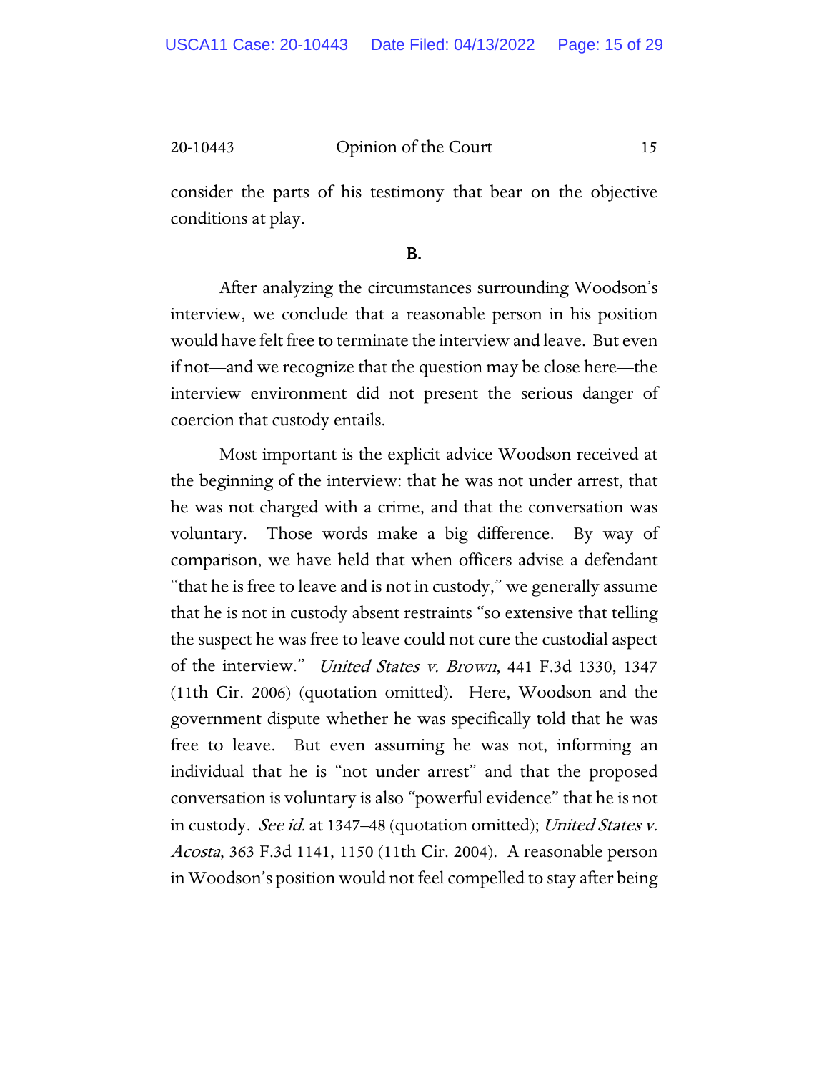consider the parts of his testimony that bear on the objective conditions at play.

**B.**

After analyzing the circumstances surrounding Woodson's interview, we conclude that a reasonable person in his position would have felt free to terminate the interview and leave. But even if not—and we recognize that the question may be close here—the interview environment did not present the serious danger of coercion that custody entails.

Most important is the explicit advice Woodson received at the beginning of the interview: that he was not under arrest, that he was not charged with a crime, and that the conversation was voluntary. Those words make a big difference. By way of comparison, we have held that when officers advise a defendant "that he is free to leave and is not in custody," we generally assume that he is not in custody absent restraints "so extensive that telling the suspect he was free to leave could not cure the custodial aspect of the interview." *United States v. Brown*, 441 F.3d 1330, 1347 (11th Cir. 2006) (quotation omitted). Here, Woodson and the government dispute whether he was specifically told that he was free to leave. But even assuming he was not, informing an individual that he is "not under arrest" and that the proposed conversation is voluntary is also "powerful evidence" that he is not in custody. *See id.* at 1347–48 (quotation omitted); *United States v. Acosta*, 363 F.3d 1141, 1150 (11th Cir. 2004). A reasonable person in Woodson's position would not feel compelled to stay after being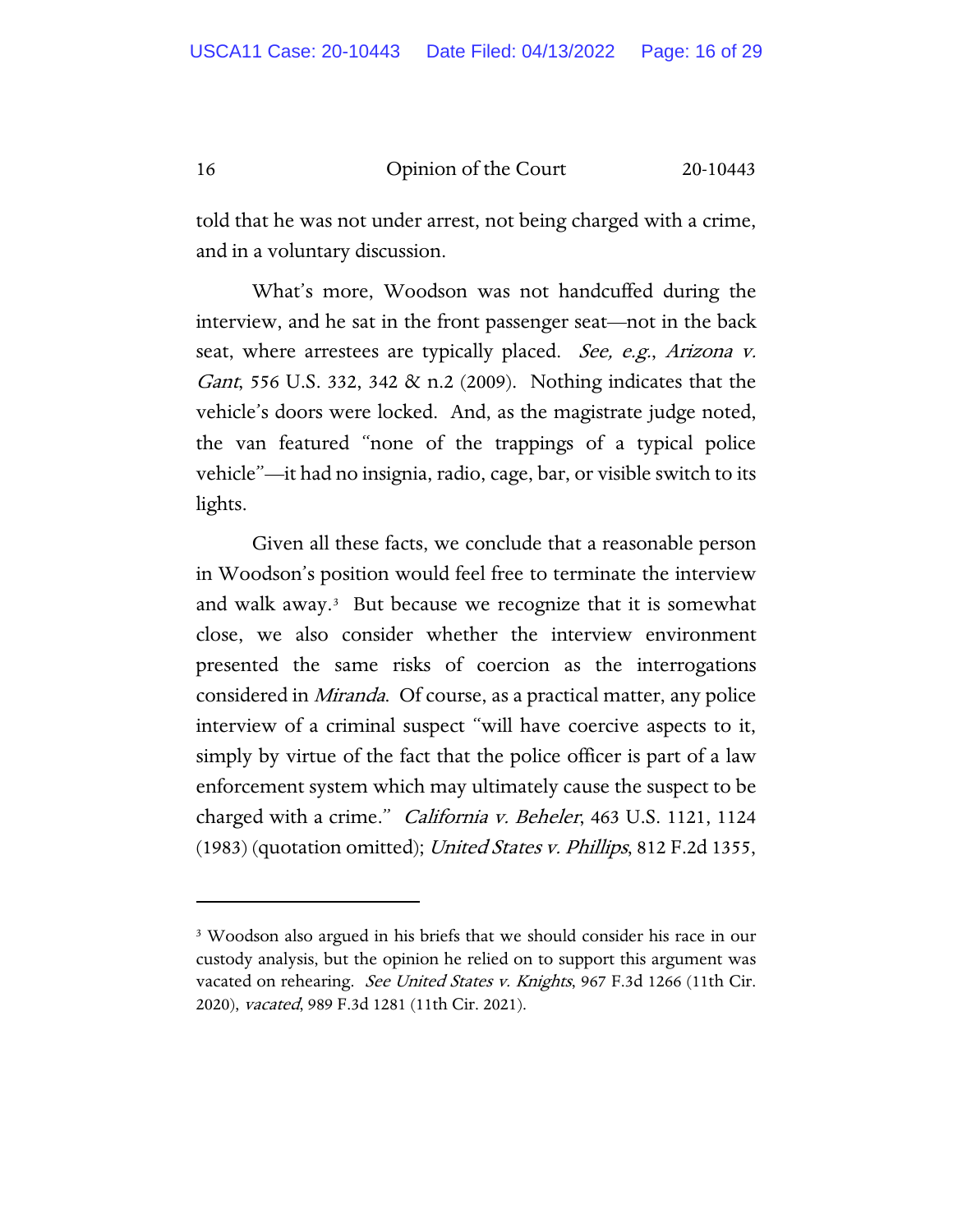told that he was not under arrest, not being charged with a crime, and in a voluntary discussion.

What's more, Woodson was not handcuffed during the interview, and he sat in the front passenger seat—not in the back seat, where arrestees are typically placed. *See, e.g.*, *Arizona v. Gant*, 556 U.S. 332, 342 & n.2 (2009). Nothing indicates that the vehicle's doors were locked. And, as the magistrate judge noted, the van featured "none of the trappings of a typical police vehicle"—it had no insignia, radio, cage, bar, or visible switch to its lights.

Given all these facts, we conclude that a reasonable person in Woodson's position would feel free to terminate the interview and walk away.[3] But because we recognize that it is somewhat close, we also consider whether the interview environment presented the same risks of coercion as the interrogations considered in *Miranda*. Of course, as a practical matter, any police interview of a criminal suspect "will have coercive aspects to it, simply by virtue of the fact that the police officer is part of a law enforcement system which may ultimately cause the suspect to be charged with a crime." *California v. Beheler*, 463 U.S. 1121, 1124 (1983) (quotation omitted); *United States v. Phillips*, 812 F.2d 1355,

---

[3] Woodson also argued in his briefs that we should consider his race in our custody analysis, but the opinion he relied on to support this argument was vacated on rehearing. *See United States v. Knights*, 967 F.3d 1266 (11th Cir. 2020), *vacated*, 989 F.3d 1281 (11th Cir. 2021).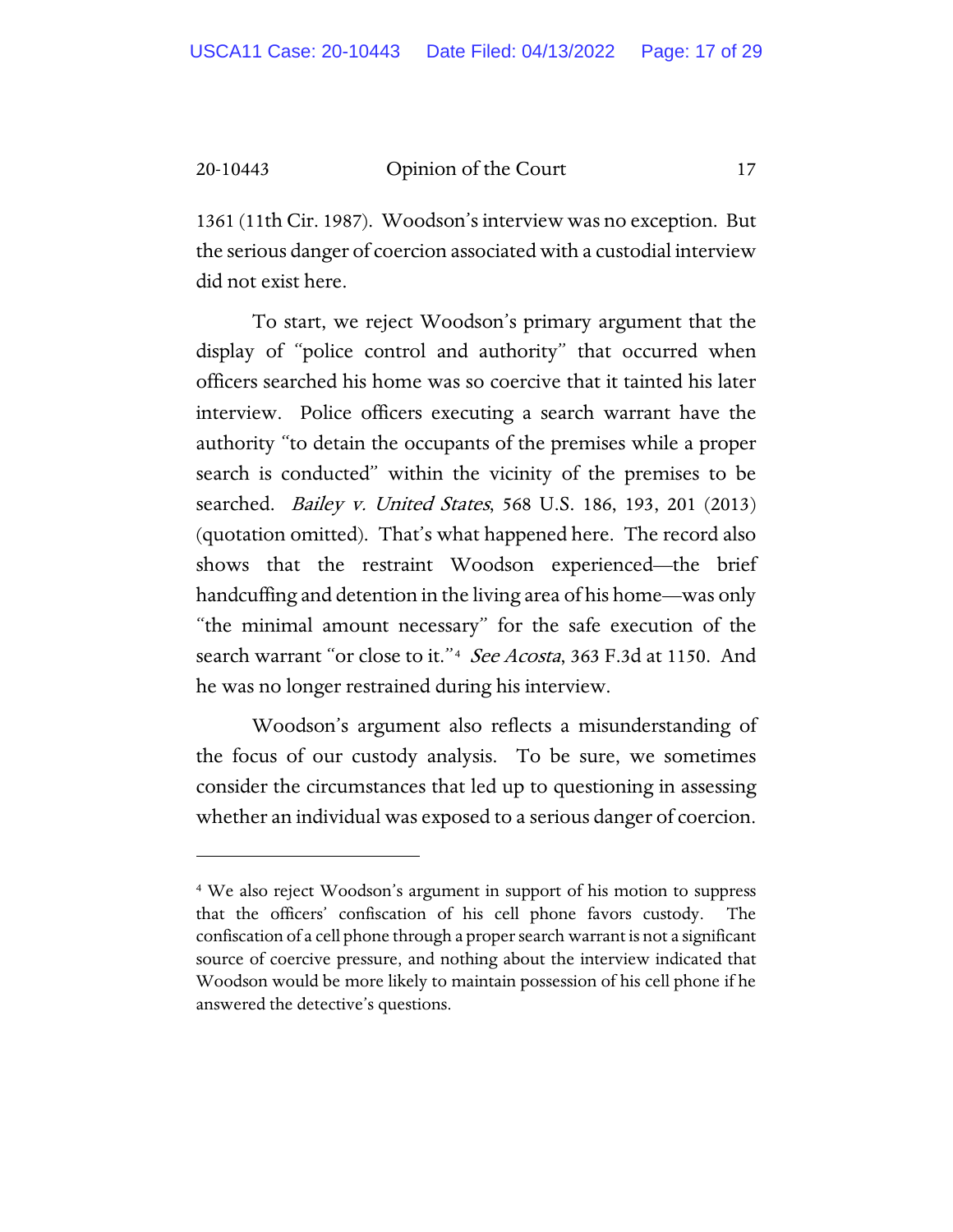1361 (11th Cir. 1987). Woodson's interview was no exception. But the serious danger of coercion associated with a custodial interview did not exist here.

To start, we reject Woodson's primary argument that the display of "police control and authority" that occurred when officers searched his home was so coercive that it tainted his later interview. Police officers executing a search warrant have the authority "to detain the occupants of the premises while a proper search is conducted" within the vicinity of the premises to be searched. *Bailey v. United States*, 568 U.S. 186, 193, 201 (2013) (quotation omitted). That's what happened here. The record also shows that the restraint Woodson experienced—the brief handcuffing and detention in the living area of his home—was only "the minimal amount necessary" for the safe execution of the search warrant "or close to it."[4] *See Acosta*, 363 F.3d at 1150. And he was no longer restrained during his interview.

Woodson's argument also reflects a misunderstanding of the focus of our custody analysis. To be sure, we sometimes consider the circumstances that led up to questioning in assessing whether an individual was exposed to a serious danger of coercion.

---

[4] We also reject Woodson's argument in support of his motion to suppress that the officers' confiscation of his cell phone favors custody. The confiscation of a cell phone through a proper search warrant is not a significant source of coercive pressure, and nothing about the interview indicated that Woodson would be more likely to maintain possession of his cell phone if he answered the detective's questions.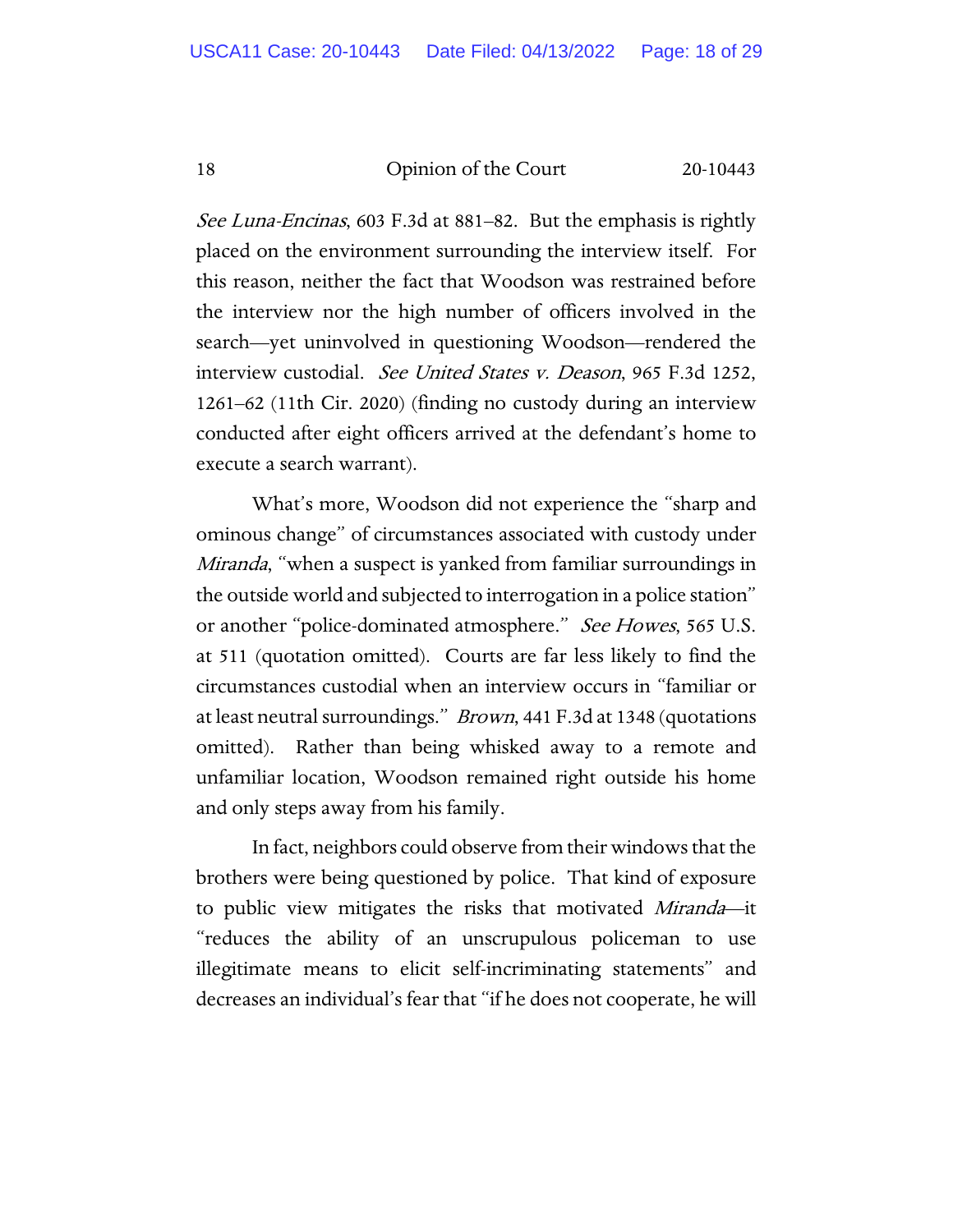*See Luna-Encinas*, 603 F.3d at 881–82. But the emphasis is rightly placed on the environment surrounding the interview itself. For this reason, neither the fact that Woodson was restrained before the interview nor the high number of officers involved in the search—yet uninvolved in questioning Woodson—rendered the interview custodial. *See United States v. Deason*, 965 F.3d 1252, 1261–62 (11th Cir. 2020) (finding no custody during an interview conducted after eight officers arrived at the defendant's home to execute a search warrant).

What's more, Woodson did not experience the "sharp and ominous change" of circumstances associated with custody under *Miranda*, "when a suspect is yanked from familiar surroundings in the outside world and subjected to interrogation in a police station" or another "police-dominated atmosphere." *See Howes*, 565 U.S. at 511 (quotation omitted). Courts are far less likely to find the circumstances custodial when an interview occurs in "familiar or at least neutral surroundings." *Brown*, 441 F.3d at 1348 (quotations omitted). Rather than being whisked away to a remote and unfamiliar location, Woodson remained right outside his home and only steps away from his family.

In fact, neighbors could observe from their windows that the brothers were being questioned by police. That kind of exposure to public view mitigates the risks that motivated *Miranda*—it "reduces the ability of an unscrupulous policeman to use illegitimate means to elicit self-incriminating statements" and decreases an individual's fear that "if he does not cooperate, he will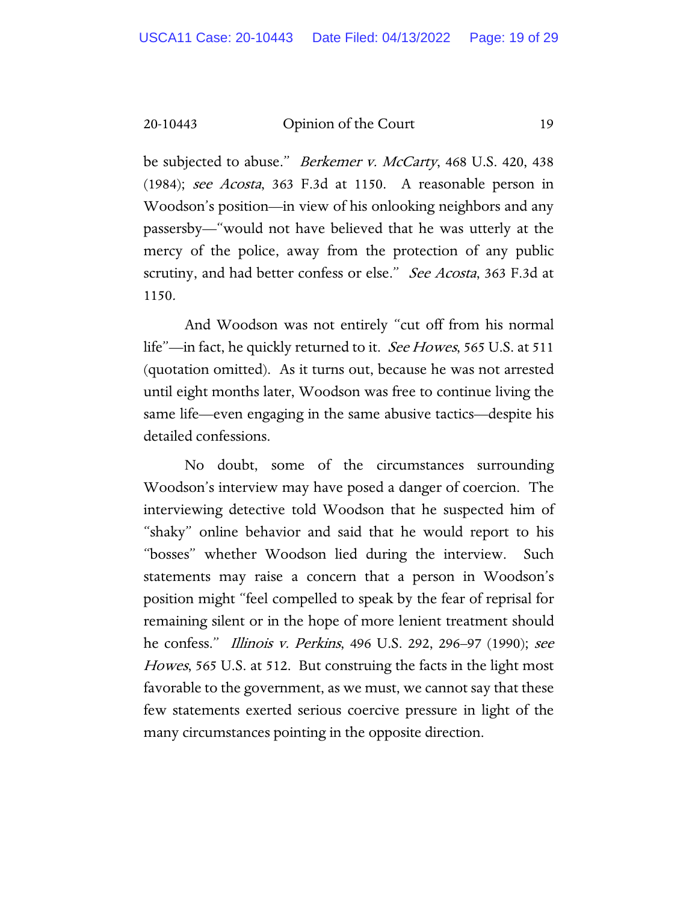be subjected to abuse." *Berkemer v. McCarty*, 468 U.S. 420, 438 (1984); *see Acosta*, 363 F.3d at 1150. A reasonable person in Woodson's position—in view of his onlooking neighbors and any passersby—"would not have believed that he was utterly at the mercy of the police, away from the protection of any public scrutiny, and had better confess or else." *See Acosta*, 363 F.3d at 1150.

And Woodson was not entirely "cut off from his normal life"—in fact, he quickly returned to it. *See Howes*, 565 U.S. at 511 (quotation omitted). As it turns out, because he was not arrested until eight months later, Woodson was free to continue living the same life—even engaging in the same abusive tactics—despite his detailed confessions.

No doubt, some of the circumstances surrounding Woodson's interview may have posed a danger of coercion. The interviewing detective told Woodson that he suspected him of "shaky" online behavior and said that he would report to his "bosses" whether Woodson lied during the interview. Such statements may raise a concern that a person in Woodson's position might "feel compelled to speak by the fear of reprisal for remaining silent or in the hope of more lenient treatment should he confess." *Illinois v. Perkins*, 496 U.S. 292, 296–97 (1990); *see Howes*, 565 U.S. at 512. But construing the facts in the light most favorable to the government, as we must, we cannot say that these few statements exerted serious coercive pressure in light of the many circumstances pointing in the opposite direction.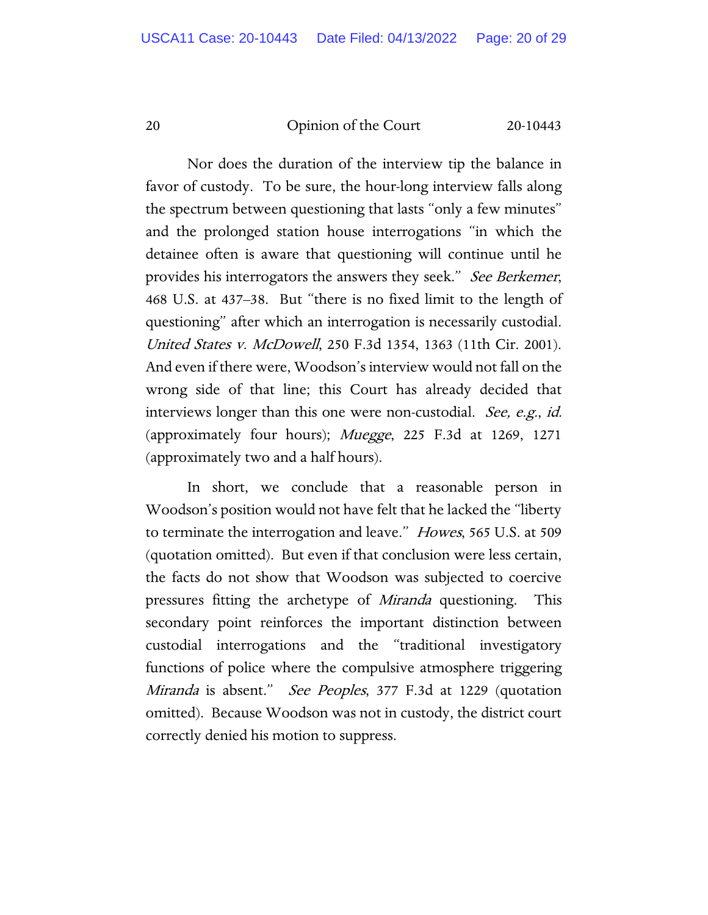Nor does the duration of the interview tip the balance in favor of custody. To be sure, the hour-long interview falls along the spectrum between questioning that lasts "only a few minutes" and the prolonged station house interrogations "in which the detainee often is aware that questioning will continue until he provides his interrogators the answers they seek." *See Berkemer*, 468 U.S. at 437–38. But "there is no fixed limit to the length of questioning" after which an interrogation is necessarily custodial. *United States v. McDowell*, 250 F.3d 1354, 1363 (11th Cir. 2001). And even if there were, Woodson's interview would not fall on the wrong side of that line; this Court has already decided that interviews longer than this one were non-custodial. *See, e.g.*, *id.* (approximately four hours); *Muegge*, 225 F.3d at 1269, 1271 (approximately two and a half hours).

In short, we conclude that a reasonable person in Woodson's position would not have felt that he lacked the "liberty to terminate the interrogation and leave." *Howes*, 565 U.S. at 509 (quotation omitted). But even if that conclusion were less certain, the facts do not show that Woodson was subjected to coercive pressures fitting the archetype of *Miranda* questioning. This secondary point reinforces the important distinction between custodial interrogations and the "traditional investigatory functions of police where the compulsive atmosphere triggering *Miranda* is absent." *See Peoples*, 377 F.3d at 1229 (quotation omitted). Because Woodson was not in custody, the district court correctly denied his motion to suppress.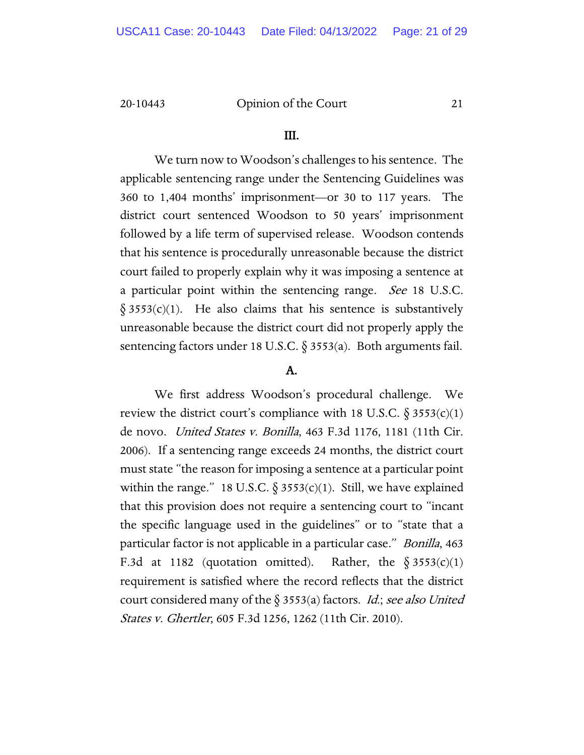## III.

We turn now to Woodson's challenges to his sentence. The applicable sentencing range under the Sentencing Guidelines was 360 to 1,404 months' imprisonment—or 30 to 117 years. The district court sentenced Woodson to 50 years' imprisonment followed by a life term of supervised release. Woodson contends that his sentence is procedurally unreasonable because the district court failed to properly explain why it was imposing a sentence at a particular point within the sentencing range. *See* 18 U.S.C. § 3553(c)(1). He also claims that his sentence is substantively unreasonable because the district court did not properly apply the sentencing factors under 18 U.S.C. § 3553(a). Both arguments fail.

### A.

We first address Woodson's procedural challenge. We review the district court's compliance with 18 U.S.C. § 3553(c)(1) de novo. *United States v. Bonilla*, 463 F.3d 1176, 1181 (11th Cir. 2006). If a sentencing range exceeds 24 months, the district court must state "the reason for imposing a sentence at a particular point within the range." 18 U.S.C. § 3553(c)(1). Still, we have explained that this provision does not require a sentencing court to "incant the specific language used in the guidelines" or to "state that a particular factor is not applicable in a particular case." *Bonilla*, 463 F.3d at 1182 (quotation omitted). Rather, the § 3553(c)(1) requirement is satisfied where the record reflects that the district court considered many of the § 3553(a) factors. *Id.*; *see also United States v. Ghertler*, 605 F.3d 1256, 1262 (11th Cir. 2010).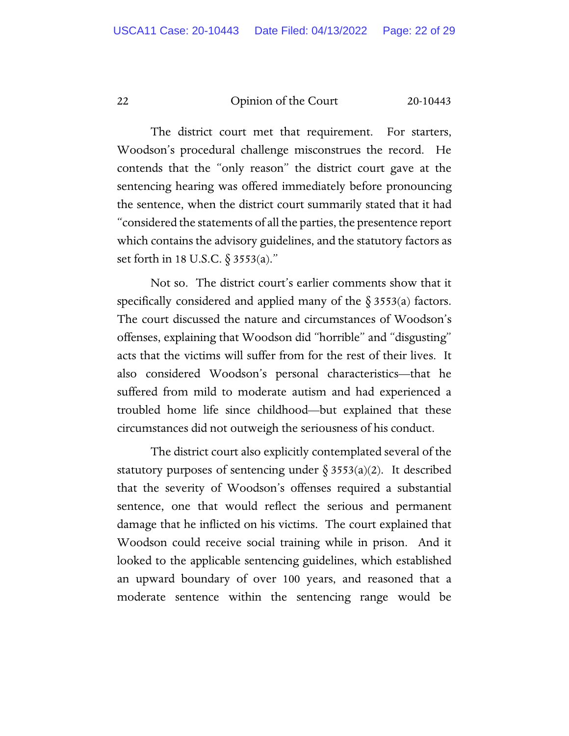The district court met that requirement. For starters, Woodson's procedural challenge misconstrues the record. He contends that the "only reason" the district court gave at the sentencing hearing was offered immediately before pronouncing the sentence, when the district court summarily stated that it had "considered the statements of all the parties, the presentence report which contains the advisory guidelines, and the statutory factors as set forth in 18 U.S.C. § 3553(a)."

Not so. The district court's earlier comments show that it specifically considered and applied many of the § 3553(a) factors. The court discussed the nature and circumstances of Woodson's offenses, explaining that Woodson did "horrible" and "disgusting" acts that the victims will suffer from for the rest of their lives. It also considered Woodson's personal characteristics—that he suffered from mild to moderate autism and had experienced a troubled home life since childhood—but explained that these circumstances did not outweigh the seriousness of his conduct.

The district court also explicitly contemplated several of the statutory purposes of sentencing under § 3553(a)(2). It described that the severity of Woodson's offenses required a substantial sentence, one that would reflect the serious and permanent damage that he inflicted on his victims. The court explained that Woodson could receive social training while in prison. And it looked to the applicable sentencing guidelines, which established an upward boundary of over 100 years, and reasoned that a moderate sentence within the sentencing range would be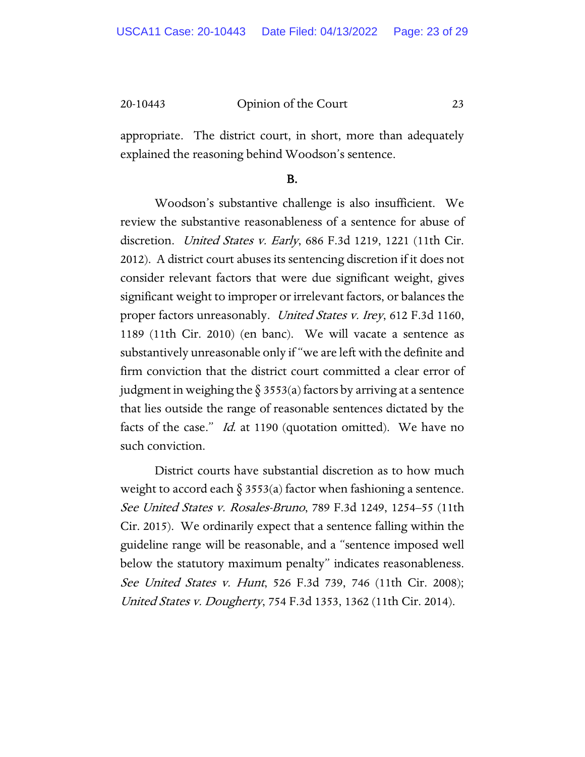appropriate. The district court, in short, more than adequately explained the reasoning behind Woodson's sentence.

**B.**

Woodson's substantive challenge is also insufficient. We review the substantive reasonableness of a sentence for abuse of discretion. *United States v. Early*, 686 F.3d 1219, 1221 (11th Cir. 2012). A district court abuses its sentencing discretion if it does not consider relevant factors that were due significant weight, gives significant weight to improper or irrelevant factors, or balances the proper factors unreasonably. *United States v. Irey*, 612 F.3d 1160, 1189 (11th Cir. 2010) (en banc). We will vacate a sentence as substantively unreasonable only if "we are left with the definite and firm conviction that the district court committed a clear error of judgment in weighing the § 3553(a) factors by arriving at a sentence that lies outside the range of reasonable sentences dictated by the facts of the case." *Id.* at 1190 (quotation omitted). We have no such conviction.

District courts have substantial discretion as to how much weight to accord each § 3553(a) factor when fashioning a sentence. *See United States v. Rosales-Bruno*, 789 F.3d 1249, 1254–55 (11th Cir. 2015). We ordinarily expect that a sentence falling within the guideline range will be reasonable, and a "sentence imposed well below the statutory maximum penalty" indicates reasonableness. *See United States v. Hunt*, 526 F.3d 739, 746 (11th Cir. 2008); *United States v. Dougherty*, 754 F.3d 1353, 1362 (11th Cir. 2014).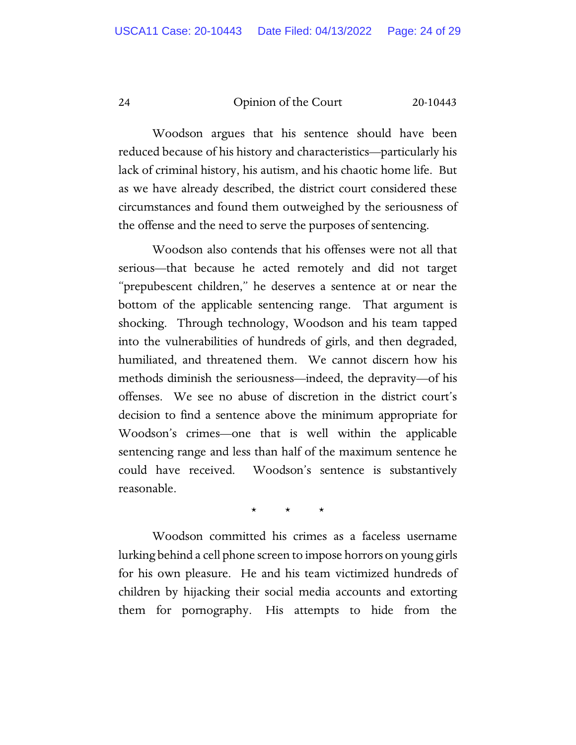Woodson argues that his sentence should have been reduced because of his history and characteristics—particularly his lack of criminal history, his autism, and his chaotic home life. But as we have already described, the district court considered these circumstances and found them outweighed by the seriousness of the offense and the need to serve the purposes of sentencing.

Woodson also contends that his offenses were not all that serious—that because he acted remotely and did not target "prepubescent children," he deserves a sentence at or near the bottom of the applicable sentencing range. That argument is shocking. Through technology, Woodson and his team tapped into the vulnerabilities of hundreds of girls, and then degraded, humiliated, and threatened them. We cannot discern how his methods diminish the seriousness—indeed, the depravity—of his offenses. We see no abuse of discretion in the district court's decision to find a sentence above the minimum appropriate for Woodson's crimes—one that is well within the applicable sentencing range and less than half of the maximum sentence he could have received. Woodson's sentence is substantively reasonable.

\* \* \*

Woodson committed his crimes as a faceless username lurking behind a cell phone screen to impose horrors on young girls for his own pleasure. He and his team victimized hundreds of children by hijacking their social media accounts and extorting them for pornography. His attempts to hide from the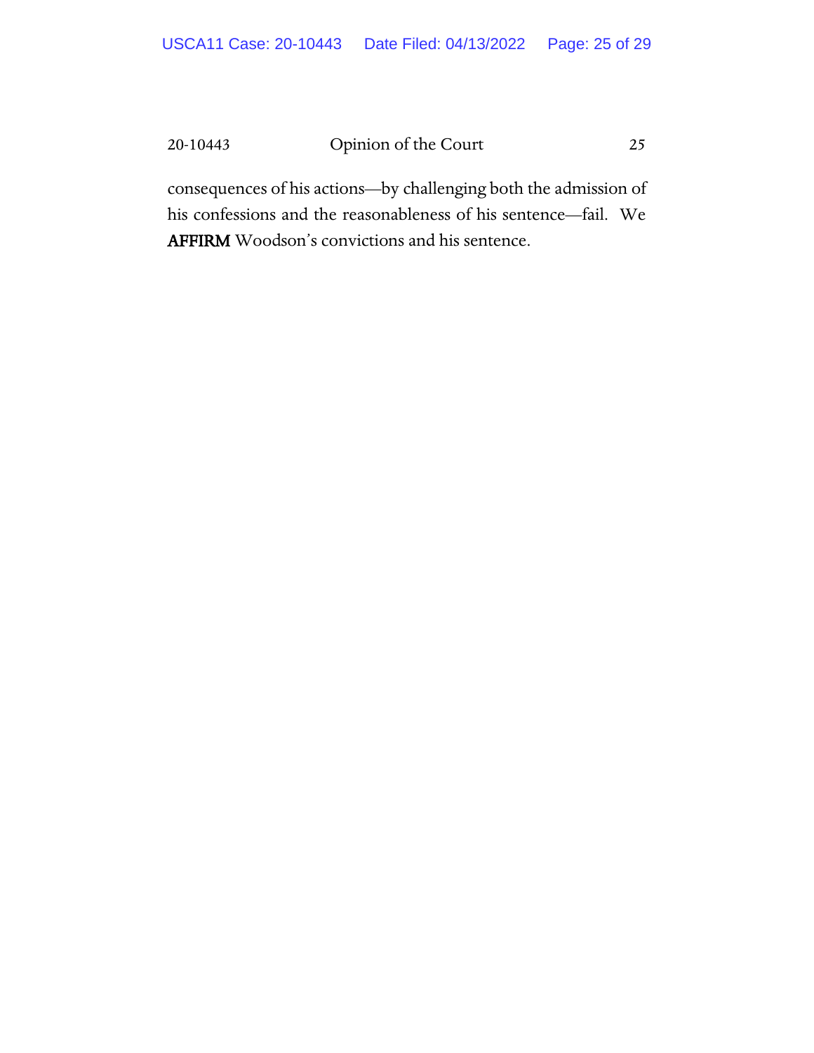consequences of his actions—by challenging both the admission of his confessions and the reasonableness of his sentence—fail. We **AFFIRM** Woodson's convictions and his sentence.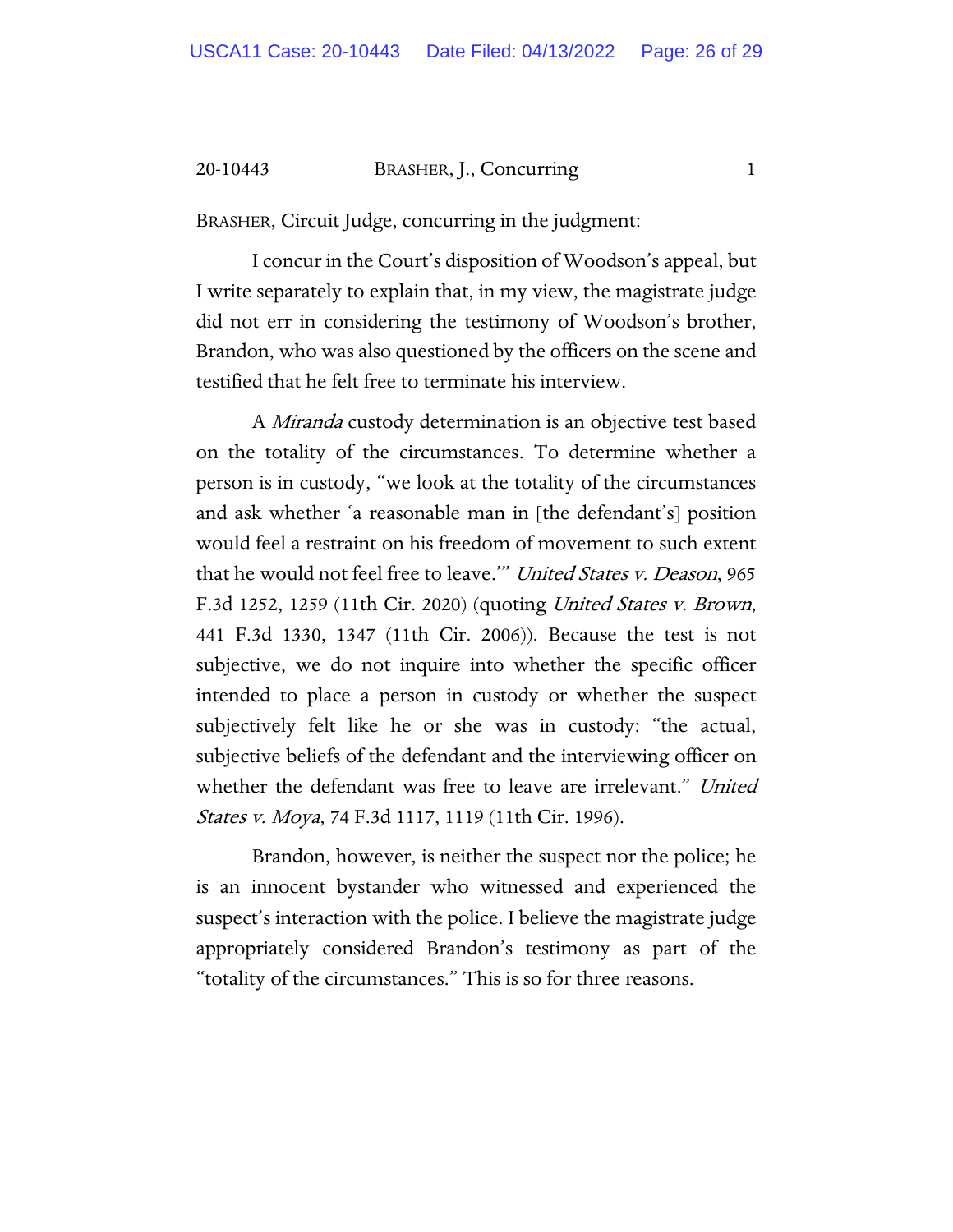BRASHER, Circuit Judge, concurring in the judgment:

I concur in the Court's disposition of Woodson's appeal, but I write separately to explain that, in my view, the magistrate judge did not err in considering the testimony of Woodson's brother, Brandon, who was also questioned by the officers on the scene and testified that he felt free to terminate his interview.

A *Miranda* custody determination is an objective test based on the totality of the circumstances. To determine whether a person is in custody, "we look at the totality of the circumstances and ask whether 'a reasonable man in [the defendant's] position would feel a restraint on his freedom of movement to such extent that he would not feel free to leave.'" *United States v. Deason*, 965 F.3d 1252, 1259 (11th Cir. 2020) (quoting *United States v. Brown*, 441 F.3d 1330, 1347 (11th Cir. 2006)). Because the test is not subjective, we do not inquire into whether the specific officer intended to place a person in custody or whether the suspect subjectively felt like he or she was in custody: "the actual, subjective beliefs of the defendant and the interviewing officer on whether the defendant was free to leave are irrelevant." *United States v. Moya*, 74 F.3d 1117, 1119 (11th Cir. 1996).

Brandon, however, is neither the suspect nor the police; he is an innocent bystander who witnessed and experienced the suspect's interaction with the police. I believe the magistrate judge appropriately considered Brandon's testimony as part of the "totality of the circumstances." This is so for three reasons.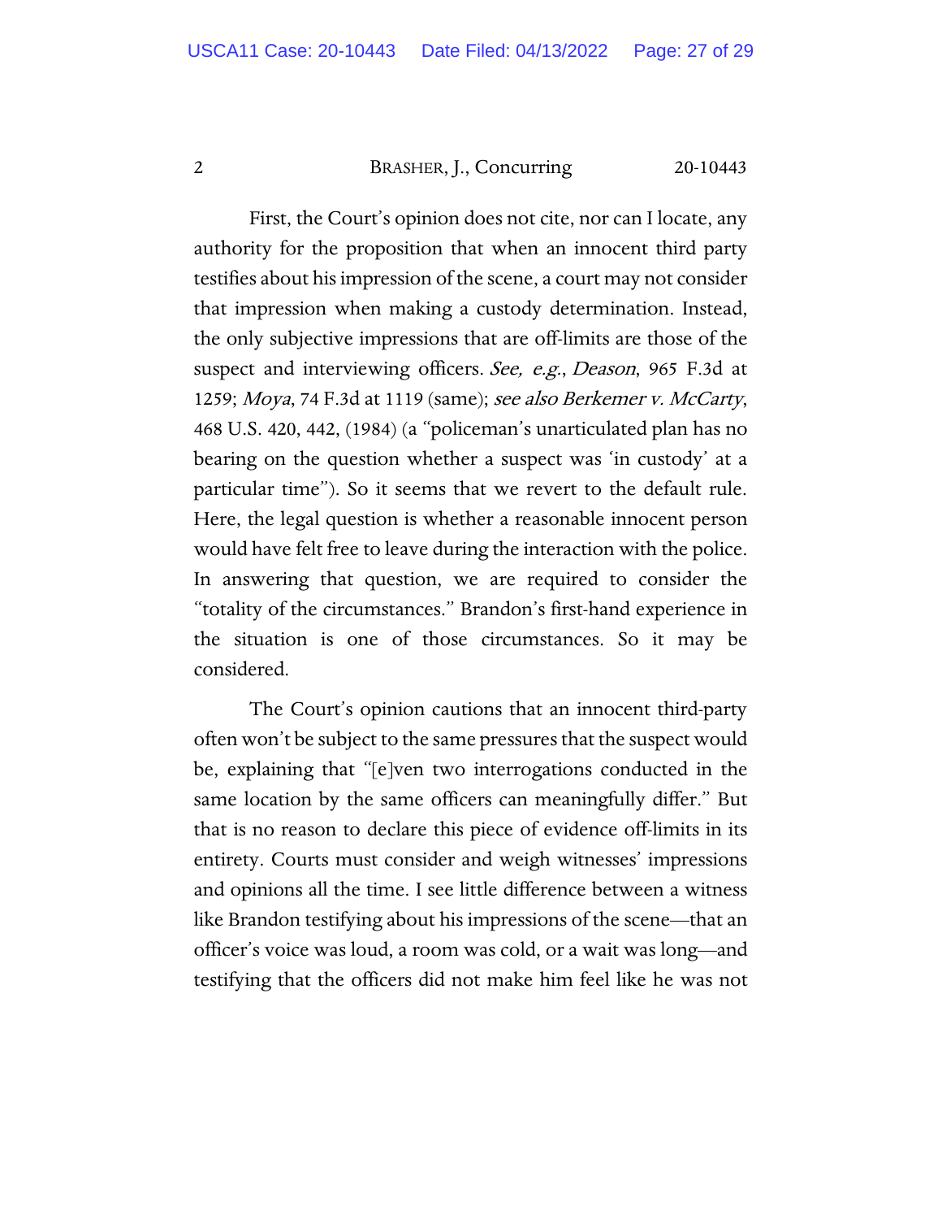First, the Court's opinion does not cite, nor can I locate, any authority for the proposition that when an innocent third party testifies about his impression of the scene, a court may not consider that impression when making a custody determination. Instead, the only subjective impressions that are off-limits are those of the suspect and interviewing officers. *See, e.g.*, *Deason*, 965 F.3d at 1259; *Moya*, 74 F.3d at 1119 (same); *see also Berkemer v. McCarty*, 468 U.S. 420, 442, (1984) (a "policeman's unarticulated plan has no bearing on the question whether a suspect was 'in custody' at a particular time"). So it seems that we revert to the default rule. Here, the legal question is whether a reasonable innocent person would have felt free to leave during the interaction with the police. In answering that question, we are required to consider the "totality of the circumstances." Brandon's first-hand experience in the situation is one of those circumstances. So it may be considered.

The Court's opinion cautions that an innocent third-party often won't be subject to the same pressures that the suspect would be, explaining that "[e]ven two interrogations conducted in the same location by the same officers can meaningfully differ." But that is no reason to declare this piece of evidence off-limits in its entirety. Courts must consider and weigh witnesses' impressions and opinions all the time. I see little difference between a witness like Brandon testifying about his impressions of the scene—that an officer's voice was loud, a room was cold, or a wait was long—and testifying that the officers did not make him feel like he was not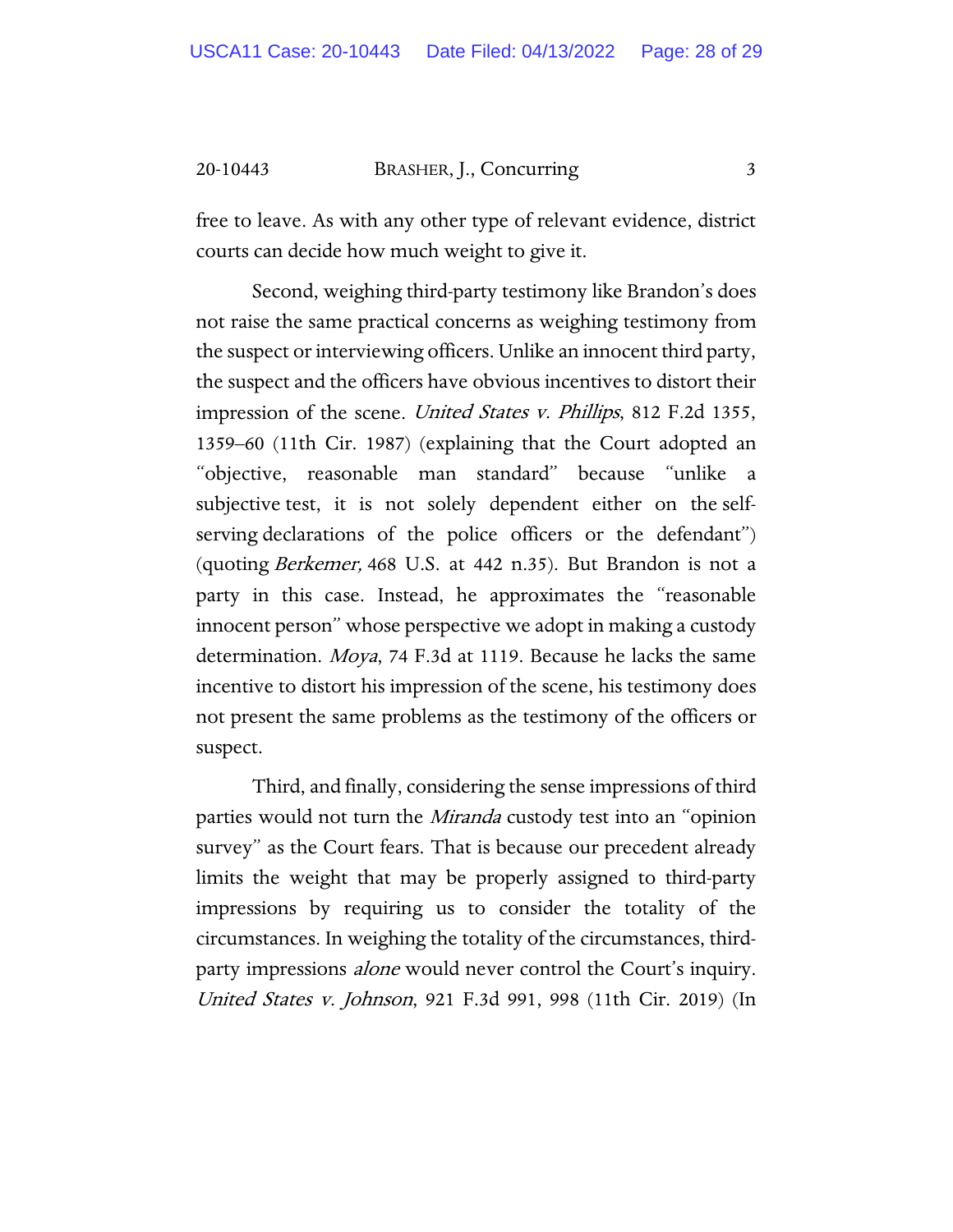free to leave. As with any other type of relevant evidence, district courts can decide how much weight to give it.

Second, weighing third-party testimony like Brandon's does not raise the same practical concerns as weighing testimony from the suspect or interviewing officers. Unlike an innocent third party, the suspect and the officers have obvious incentives to distort their impression of the scene. *United States v. Phillips*, 812 F.2d 1355, 1359–60 (11th Cir. 1987) (explaining that the Court adopted an "objective, reasonable man standard" because "unlike a subjective test, it is not solely dependent either on the self-serving declarations of the police officers or the defendant") (quoting *Berkemer,* 468 U.S. at 442 n.35). But Brandon is not a party in this case. Instead, he approximates the "reasonable innocent person" whose perspective we adopt in making a custody determination. *Moya*, 74 F.3d at 1119. Because he lacks the same incentive to distort his impression of the scene, his testimony does not present the same problems as the testimony of the officers or suspect.

Third, and finally, considering the sense impressions of third parties would not turn the *Miranda* custody test into an "opinion survey" as the Court fears. That is because our precedent already limits the weight that may be properly assigned to third-party impressions by requiring us to consider the totality of the circumstances. In weighing the totality of the circumstances, third-party impressions *alone* would never control the Court's inquiry. *United States v. Johnson*, 921 F.3d 991, 998 (11th Cir. 2019) (In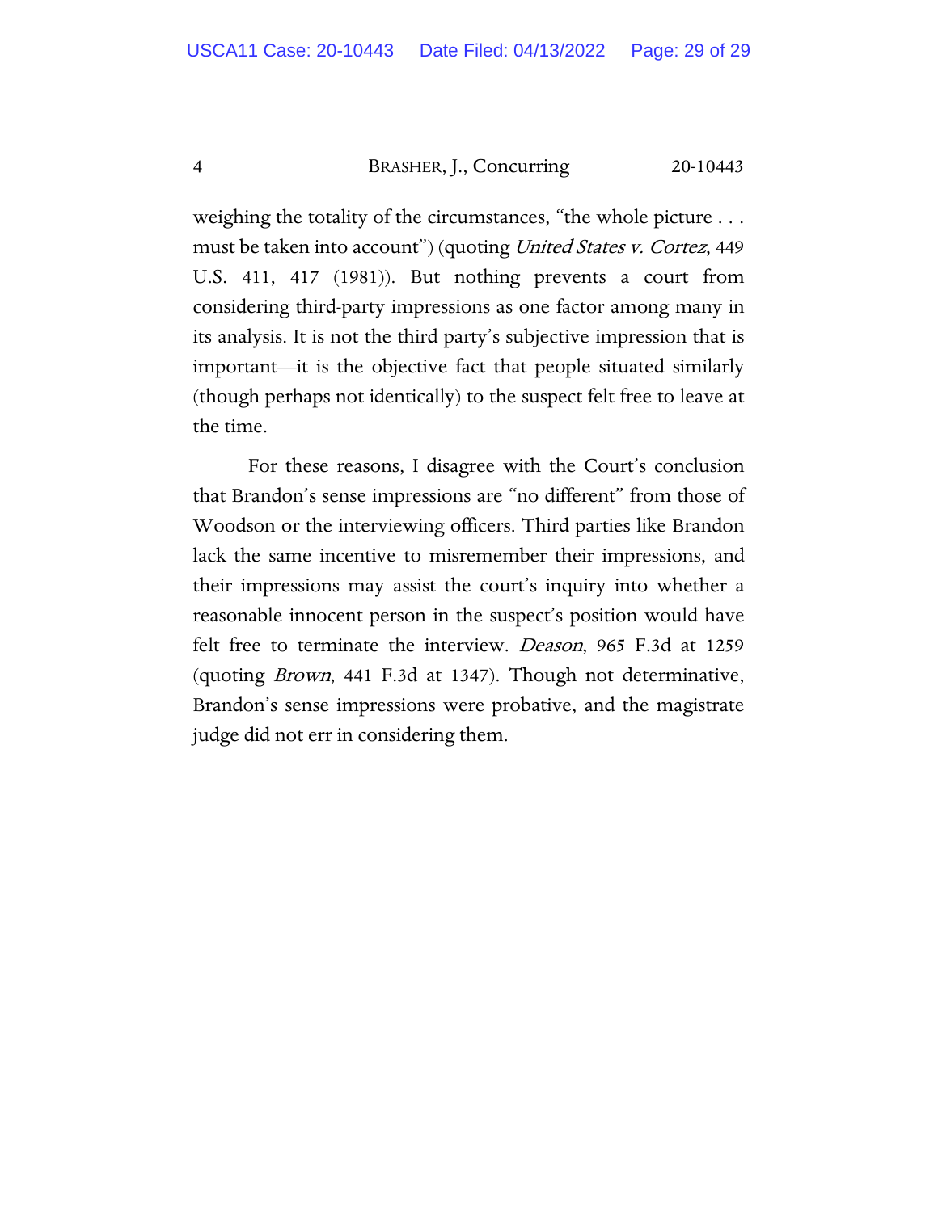weighing the totality of the circumstances, "the whole picture . . . must be taken into account") (quoting *United States v. Cortez*, 449 U.S. 411, 417 (1981)). But nothing prevents a court from considering third-party impressions as one factor among many in its analysis. It is not the third party's subjective impression that is important—it is the objective fact that people situated similarly (though perhaps not identically) to the suspect felt free to leave at the time.

For these reasons, I disagree with the Court's conclusion that Brandon's sense impressions are "no different" from those of Woodson or the interviewing officers. Third parties like Brandon lack the same incentive to misremember their impressions, and their impressions may assist the court's inquiry into whether a reasonable innocent person in the suspect's position would have felt free to terminate the interview. *Deason*, 965 F.3d at 1259 (quoting *Brown*, 441 F.3d at 1347). Though not determinative, Brandon's sense impressions were probative, and the magistrate judge did not err in considering them.